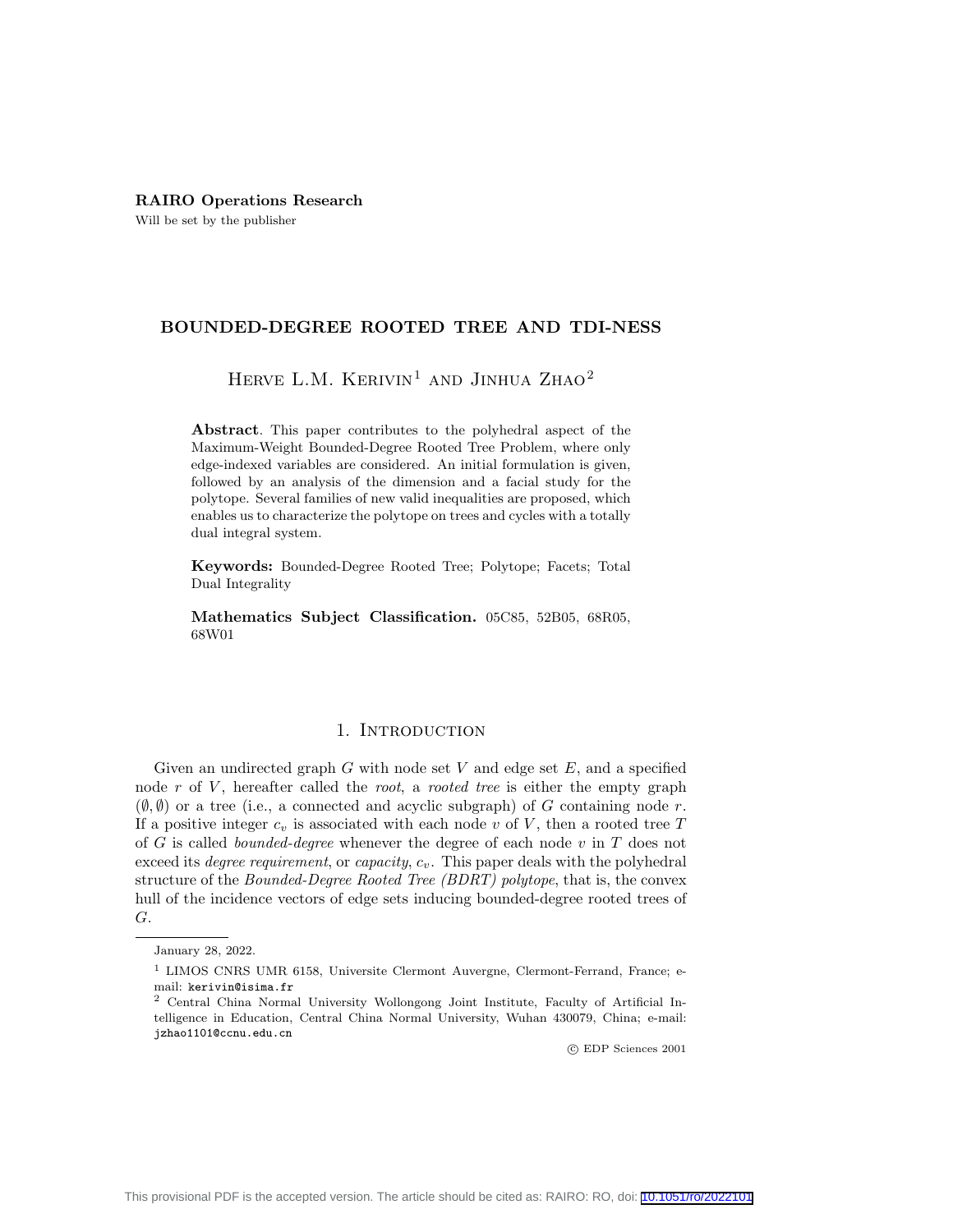**RAIRO Operations Research**

Will be set by the publisher

# BOUNDED-DEGREE ROOTED TREE AND TDI-NESS

Herve L.M. Kerivin[1] and Jinhua Zhao[2]

**Abstract**. This paper contributes to the polyhedral aspect of the Maximum-Weight Bounded-Degree Rooted Tree Problem, where only edge-indexed variables are considered. An initial formulation is given, followed by an analysis of the dimension and a facial study for the polytope. Several families of new valid inequalities are proposed, which enables us to characterize the polytope on trees and cycles with a totally dual integral system.

**Keywords:** Bounded-Degree Rooted Tree; Polytope; Facets; Total Dual Integrality

**Mathematics Subject Classification.** 05C85, 52B05, 68R05, 68W01

## 1. Introduction

Given an undirected graph $G$ with node set $V$ and edge set $E$, and a specified node $r$ of $V$, hereafter called the *root*, a *rooted tree* is either the empty graph $(\emptyset, \emptyset)$ or a tree (i.e., a connected and acyclic subgraph) of $G$ containing node $r$. If a positive integer $c_v$ is associated with each node $v$ of $V$, then a rooted tree $T$ of $G$ is called *bounded-degree* whenever the degree of each node $v$ in $T$ does not exceed its *degree requirement*, or *capacity*, $c_v$. This paper deals with the polyhedral structure of the *Bounded-Degree Rooted Tree (BDRT) polytope*, that is, the convex hull of the incidence vectors of edge sets inducing bounded-degree rooted trees of $G$.

January 28, 2022.

[1] LIMOS CNRS UMR 6158, Universite Clermont Auvergne, Clermont-Ferrand, France; e-mail: kerivin@isima.fr

[2] Central China Normal University Wollongong Joint Institute, Faculty of Artificial Intelligence in Education, Central China Normal University, Wuhan 430079, China; e-mail: jzhao1101@ccnu.edu.cn

© EDP Sciences 2001

This provisional PDF is the accepted version. The article should be cited as: RAIRO: RO, doi: 10.1051/ro/2022101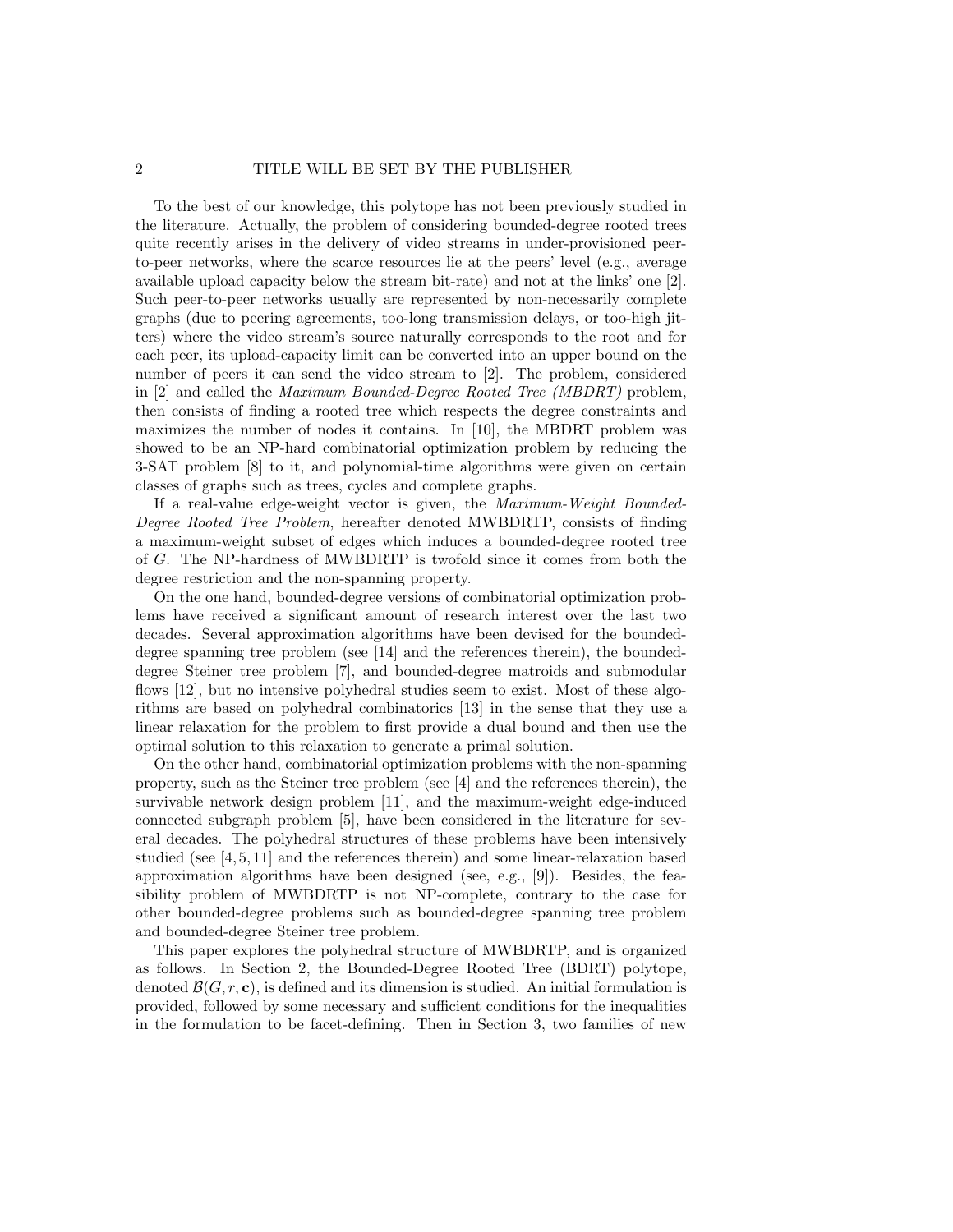To the best of our knowledge, this polytope has not been previously studied in the literature. Actually, the problem of considering bounded-degree rooted trees quite recently arises in the delivery of video streams in under-provisioned peer-to-peer networks, where the scarce resources lie at the peers' level (e.g., average available upload capacity below the stream bit-rate) and not at the links' one [2]. Such peer-to-peer networks usually are represented by non-necessarily complete graphs (due to peering agreements, too-long transmission delays, or too-high jitters) where the video stream's source naturally corresponds to the root and for each peer, its upload-capacity limit can be converted into an upper bound on the number of peers it can send the video stream to [2]. The problem, considered in [2] and called the *Maximum Bounded-Degree Rooted Tree (MBDRT)* problem, then consists of finding a rooted tree which respects the degree constraints and maximizes the number of nodes it contains. In [10], the MBDRT problem was showed to be an NP-hard combinatorial optimization problem by reducing the 3-SAT problem [8] to it, and polynomial-time algorithms were given on certain classes of graphs such as trees, cycles and complete graphs.

If a real-value edge-weight vector is given, the *Maximum-Weight Bounded-Degree Rooted Tree Problem*, hereafter denoted MWBDRTP, consists of finding a maximum-weight subset of edges which induces a bounded-degree rooted tree of $G$. The NP-hardness of MWBDRTP is twofold since it comes from both the degree restriction and the non-spanning property.

On the one hand, bounded-degree versions of combinatorial optimization problems have received a significant amount of research interest over the last two decades. Several approximation algorithms have been devised for the bounded-degree spanning tree problem (see [14] and the references therein), the bounded-degree Steiner tree problem [7], and bounded-degree matroids and submodular flows [12], but no intensive polyhedral studies seem to exist. Most of these algorithms are based on polyhedral combinatorics [13] in the sense that they use a linear relaxation for the problem to first provide a dual bound and then use the optimal solution to this relaxation to generate a primal solution.

On the other hand, combinatorial optimization problems with the non-spanning property, such as the Steiner tree problem (see [4] and the references therein), the survivable network design problem [11], and the maximum-weight edge-induced connected subgraph problem [5], have been considered in the literature for several decades. The polyhedral structures of these problems have been intensively studied (see [4,5,11] and the references therein) and some linear-relaxation based approximation algorithms have been designed (see, e.g., [9]). Besides, the feasibility problem of MWBDRTP is not NP-complete, contrary to the case for other bounded-degree problems such as bounded-degree spanning tree problem and bounded-degree Steiner tree problem.

This paper explores the polyhedral structure of MWBDRTP, and is organized as follows. In Section 2, the Bounded-Degree Rooted Tree (BDRT) polytope, denoted $\mathcal{B}(G, r, \mathbf{c})$, is defined and its dimension is studied. An initial formulation is provided, followed by some necessary and sufficient conditions for the inequalities in the formulation to be facet-defining. Then in Section 3, two families of new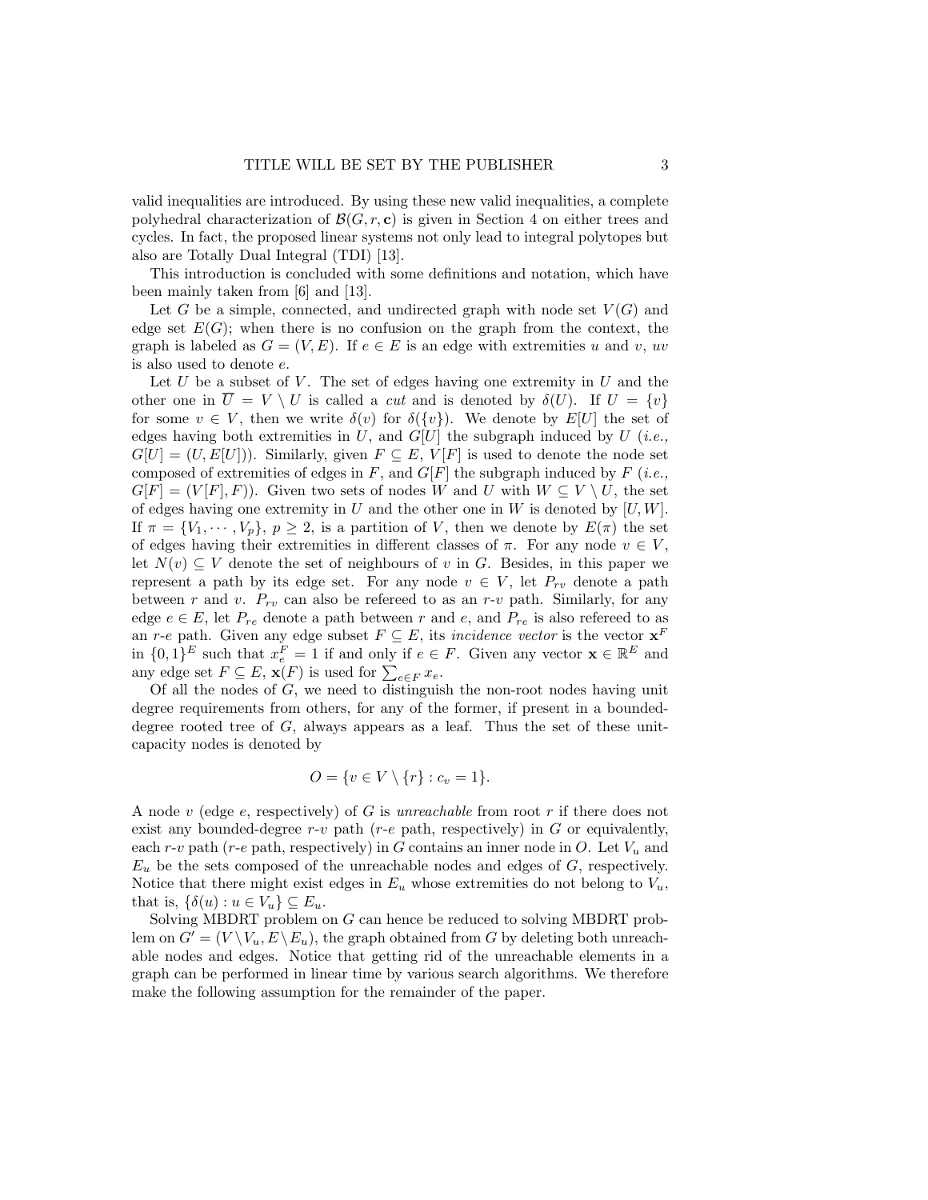valid inequalities are introduced. By using these new valid inequalities, a complete polyhedral characterization of $\mathcal{B}(G, r, \mathbf{c})$ is given in Section 4 on either trees and cycles. In fact, the proposed linear systems not only lead to integral polytopes but also are Totally Dual Integral (TDI) [13].

This introduction is concluded with some definitions and notation, which have been mainly taken from [6] and [13].

Let $G$ be a simple, connected, and undirected graph with node set $V(G)$ and edge set $E(G)$; when there is no confusion on the graph from the context, the graph is labeled as $G = (V, E)$. If $e \in E$ is an edge with extremities $u$ and $v$, $uv$ is also used to denote $e$.

Let $U$ be a subset of $V$. The set of edges having one extremity in $U$ and the other one in $\overline{U} = V \setminus U$ is called a *cut* and is denoted by $\delta(U)$. If $U = \{v\}$ for some $v \in V$, then we write $\delta(v)$ for $\delta(\{v\})$. We denote by $E[U]$ the set of edges having both extremities in $U$, and $G[U]$ the subgraph induced by $U$ (*i.e.,* $G[U] = (U, E[U])$). Similarly, given $F \subseteq E$, $V[F]$ is used to denote the node set composed of extremities of edges in $F$, and $G[F]$ the subgraph induced by $F$ (*i.e.,* $G[F] = (V[F], F)$). Given two sets of nodes $W$ and $U$ with $W \subseteq V \setminus U$, the set of edges having one extremity in $U$ and the other one in $W$ is denoted by $[U, W]$. If $\pi = \{V_1, \cdots, V_p\}$, $p \geq 2$, is a partition of $V$, then we denote by $E(\pi)$ the set of edges having their extremities in different classes of $\pi$. For any node $v \in V$, let $N(v) \subseteq V$ denote the set of neighbours of $v$ in $G$. Besides, in this paper we represent a path by its edge set. For any node $v \in V$, let $P_{rv}$ denote a path between $r$ and $v$. $P_{rv}$ can also be refereed to as an $r$-$v$ path. Similarly, for any edge $e \in E$, let $P_{re}$ denote a path between $r$ and $e$, and $P_{re}$ is also refereed to as an $r$-$e$ path. Given any edge subset $F \subseteq E$, its *incidence vector* is the vector $\mathbf{x}^F$ in $\{0,1\}^E$ such that $x_e^F = 1$ if and only if $e \in F$. Given any vector $\mathbf{x} \in \mathbb{R}^E$ and any edge set $F \subseteq E$, $\mathbf{x}(F)$ is used for $\sum_{e \in F} x_e$.

Of all the nodes of $G$, we need to distinguish the non-root nodes having unit degree requirements from others, for any of the former, if present in a bounded-degree rooted tree of $G$, always appears as a leaf. Thus the set of these unit-capacity nodes is denoted by

$$O = \{v \in V \setminus \{r\} : c_v = 1\}.$$

A node $v$ (edge $e$, respectively) of $G$ is *unreachable* from root $r$ if there does not exist any bounded-degree $r$-$v$ path ($r$-$e$ path, respectively) in $G$ or equivalently, each $r$-$v$ path ($r$-$e$ path, respectively) in $G$ contains an inner node in $O$. Let $V_u$ and $E_u$ be the sets composed of the unreachable nodes and edges of $G$, respectively. Notice that there might exist edges in $E_u$ whose extremities do not belong to $V_u$, that is, $\{\delta(u) : u \in V_u\} \subseteq E_u$.

Solving MBDRT problem on $G$ can hence be reduced to solving MBDRT problem on $G' = (V \setminus V_u, E \setminus E_u)$, the graph obtained from $G$ by deleting both unreachable nodes and edges. Notice that getting rid of the unreachable elements in a graph can be performed in linear time by various search algorithms. We therefore make the following assumption for the remainder of the paper.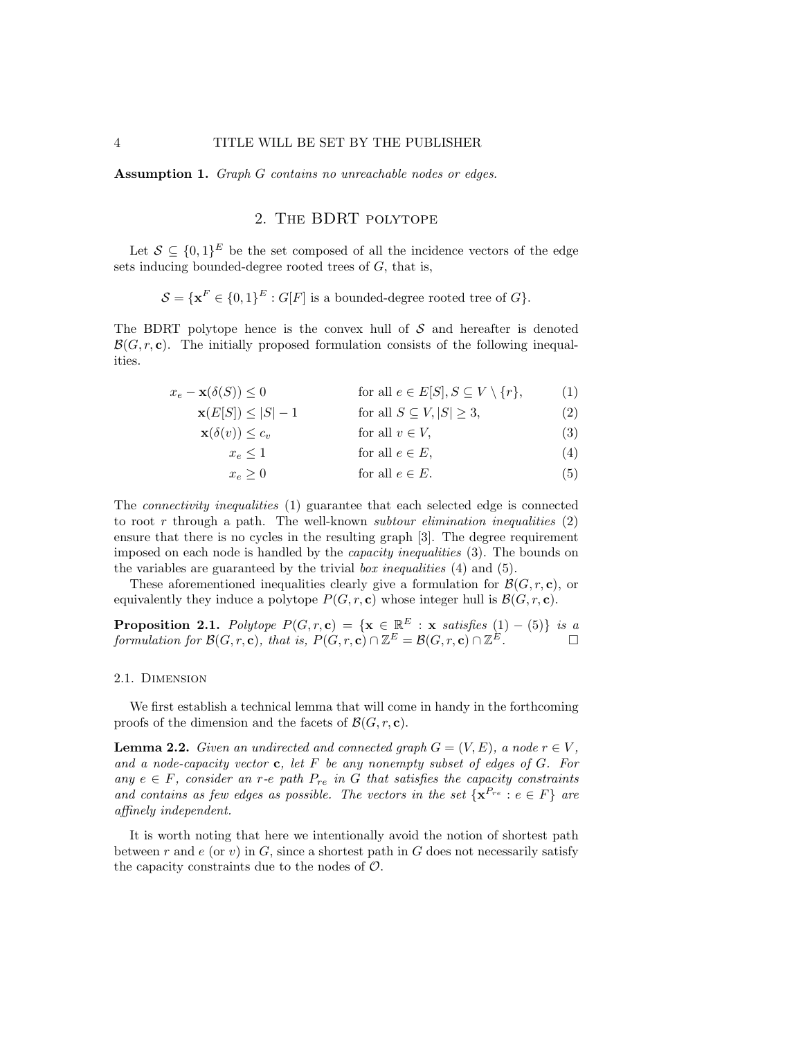**Assumption 1.** *Graph G contains no unreachable nodes or edges.*

## 2. The BDRT polytope

Let $\mathcal{S} \subseteq \{0,1\}^E$ be the set composed of all the incidence vectors of the edge sets inducing bounded-degree rooted trees of $G$, that is,

$$\mathcal{S} = \{\mathbf{x}^F \in \{0,1\}^E : G[F] \text{ is a bounded-degree rooted tree of } G\}.$$

The BDRT polytope hence is the convex hull of $\mathcal{S}$ and hereafter is denoted $\mathcal{B}(G, r, \mathbf{c})$. The initially proposed formulation consists of the following inequalities.

$$
\begin{aligned}
x_e - \mathbf{x}(\delta(S)) &\leq 0 && \text{for all } e \in E[S], S \subseteq V \setminus \{r\}, && (1)\\
\mathbf{x}(E[S]) &\leq |S| - 1 && \text{for all } S \subseteq V, |S| \geq 3, && (2)\\
\mathbf{x}(\delta(v)) &\leq c_v && \text{for all } v \in V, && (3)\\
x_e &\leq 1 && \text{for all } e \in E, && (4)\\
x_e &\geq 0 && \text{for all } e \in E. && (5)
\end{aligned}
$$

The *connectivity inequalities* (1) guarantee that each selected edge is connected to root $r$ through a path. The well-known *subtour elimination inequalities* (2) ensure that there is no cycles in the resulting graph [3]. The degree requirement imposed on each node is handled by the *capacity inequalities* (3). The bounds on the variables are guaranteed by the trivial *box inequalities* (4) and (5).

These aforementioned inequalities clearly give a formulation for $\mathcal{B}(G, r, \mathbf{c})$, or equivalently they induce a polytope $P(G, r, \mathbf{c})$ whose integer hull is $\mathcal{B}(G, r, \mathbf{c})$.

**Proposition 2.1.** *Polytope $P(G, r, \mathbf{c}) = \{\mathbf{x} \in \mathbb{R}^E : \mathbf{x}$ satisfies $(1) - (5)\}$ is a formulation for $\mathcal{B}(G, r, \mathbf{c})$, that is, $P(G, r, \mathbf{c}) \cap \mathbb{Z}^E = \mathcal{B}(G, r, \mathbf{c}) \cap \mathbb{Z}^E$.* □

### 2.1. Dimension

We first establish a technical lemma that will come in handy in the forthcoming proofs of the dimension and the facets of $\mathcal{B}(G, r, \mathbf{c})$.

**Lemma 2.2.** *Given an undirected and connected graph $G = (V, E)$, a node $r \in V$, and a node-capacity vector $\mathbf{c}$, let $F$ be any nonempty subset of edges of $G$. For any $e \in F$, consider an $r$-$e$ path $P_{re}$ in $G$ that satisfies the capacity constraints and contains as few edges as possible. The vectors in the set $\{\mathbf{x}^{P_{re}} : e \in F\}$ are affinely independent.*

It is worth noting that here we intentionally avoid the notion of shortest path between $r$ and $e$ (or $v$) in $G$, since a shortest path in $G$ does not necessarily satisfy the capacity constraints due to the nodes of $\mathcal{O}$.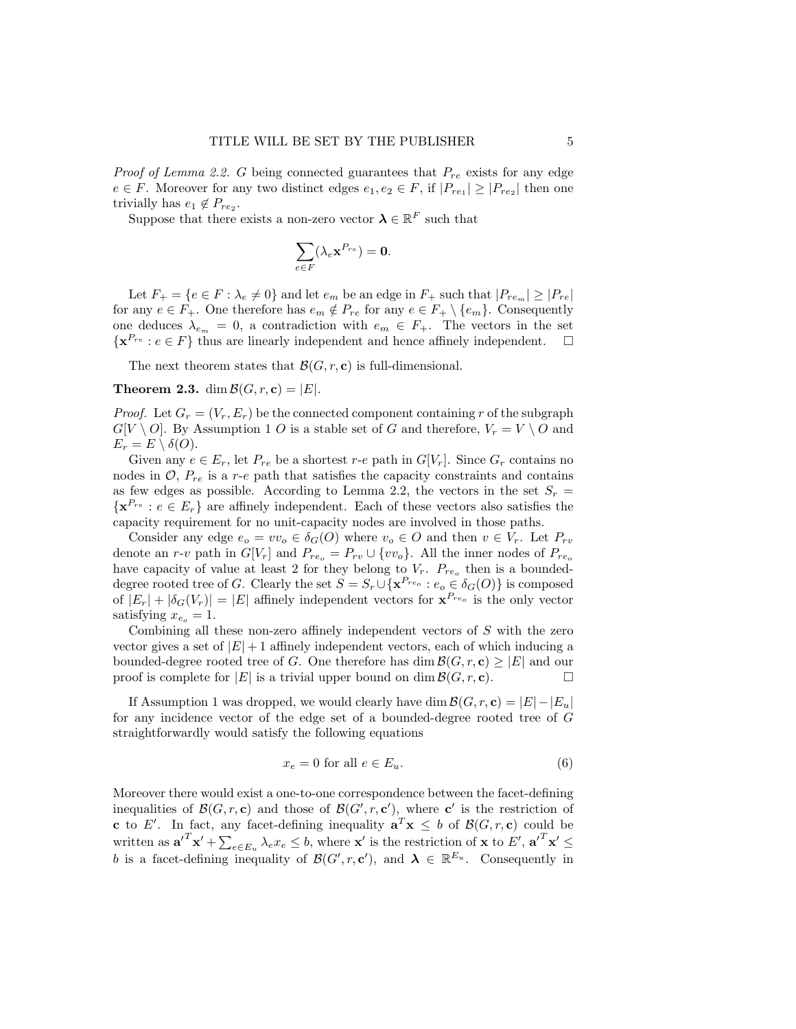*Proof of Lemma 2.2.* $G$ being connected guarantees that $P_{re}$ exists for any edge $e \in F$. Moreover for any two distinct edges $e_1, e_2 \in F$, if $|P_{re_1}| \geq |P_{re_2}|$ then one trivially has $e_1 \notin P_{re_2}$.

Suppose that there exists a non-zero vector $\boldsymbol{\lambda} \in \mathbb{R}^F$ such that

$$\sum_{e \in F} (\lambda_e \mathbf{x}^{P_{re}}) = \mathbf{0}.$$

Let $F_+ = \{e \in F : \lambda_e \neq 0\}$ and let $e_m$ be an edge in $F_+$ such that $|P_{re_m}| \geq |P_{re}|$ for any $e \in F_+$. One therefore has $e_m \notin P_{re}$ for any $e \in F_+ \setminus \{e_m\}$. Consequently one deduces $\lambda_{e_m} = 0$, a contradiction with $e_m \in F_+$. The vectors in the set $\{\mathbf{x}^{P_{re}} : e \in F\}$ thus are linearly independent and hence affinely independent. □

The next theorem states that $\mathcal{B}(G, r, \mathbf{c})$ is full-dimensional.

**Theorem 2.3.** $\dim \mathcal{B}(G, r, \mathbf{c}) = |E|$.

*Proof.* Let $G_r = (V_r, E_r)$ be the connected component containing $r$ of the subgraph $G[V \setminus O]$. By Assumption 1 $O$ is a stable set of $G$ and therefore, $V_r = V \setminus O$ and $E_r = E \setminus \delta(O)$.

Given any $e \in E_r$, let $P_{re}$ be a shortest $r$-$e$ path in $G[V_r]$. Since $G_r$ contains no nodes in $\mathcal{O}$, $P_{re}$ is a $r$-$e$ path that satisfies the capacity constraints and contains as few edges as possible. According to Lemma 2.2, the vectors in the set $S_r = \{\mathbf{x}^{P_{re}} : e \in E_r\}$ are affinely independent. Each of these vectors also satisfies the capacity requirement for no unit-capacity nodes are involved in those paths.

Consider any edge $e_o = vv_o \in \delta_G(O)$ where $v_o \in O$ and then $v \in V_r$. Let $P_{rv}$ denote an $r$-$v$ path in $G[V_r]$ and $P_{re_o} = P_{rv} \cup \{vv_o\}$. All the inner nodes of $P_{re_o}$ have capacity of value at least 2 for they belong to $V_r$. $P_{re_o}$ then is a bounded-degree rooted tree of $G$. Clearly the set $S = S_r \cup \{\mathbf{x}^{P_{re_o}} : e_o \in \delta_G(O)\}$ is composed of $|E_r| + |\delta_G(V_r)| = |E|$ affinely independent vectors for $\mathbf{x}^{P_{re_o}}$ is the only vector satisfying $x_{e_o} = 1$.

Combining all these non-zero affinely independent vectors of $S$ with the zero vector gives a set of $|E| + 1$ affinely independent vectors, each of which inducing a bounded-degree rooted tree of $G$. One therefore has $\dim \mathcal{B}(G, r, \mathbf{c}) \geq |E|$ and our proof is complete for $|E|$ is a trivial upper bound on $\dim \mathcal{B}(G, r, \mathbf{c})$. □

If Assumption 1 was dropped, we would clearly have $\dim \mathcal{B}(G, r, \mathbf{c}) = |E| - |E_u|$ for any incidence vector of the edge set of a bounded-degree rooted tree of $G$ straightforwardly would satisfy the following equations

$$x_e = 0 \text{ for all } e \in E_u. \tag{6}$$

Moreover there would exist a one-to-one correspondence between the facet-defining inequalities of $\mathcal{B}(G, r, \mathbf{c})$ and those of $\mathcal{B}(G', r, \mathbf{c}')$, where $\mathbf{c}'$ is the restriction of $\mathbf{c}$ to $E'$. In fact, any facet-defining inequality $\mathbf{a}^T\mathbf{x} \leq b$ of $\mathcal{B}(G, r, \mathbf{c})$ could be written as ${\mathbf{a}'}^T\mathbf{x}' + \sum_{e \in E_u} \lambda_e x_e \leq b$, where $\mathbf{x}'$ is the restriction of $\mathbf{x}$ to $E'$, ${\mathbf{a}'}^T\mathbf{x}' \leq b$ is a facet-defining inequality of $\mathcal{B}(G', r, \mathbf{c}')$, and $\boldsymbol{\lambda} \in \mathbb{R}^{E_u}$. Consequently in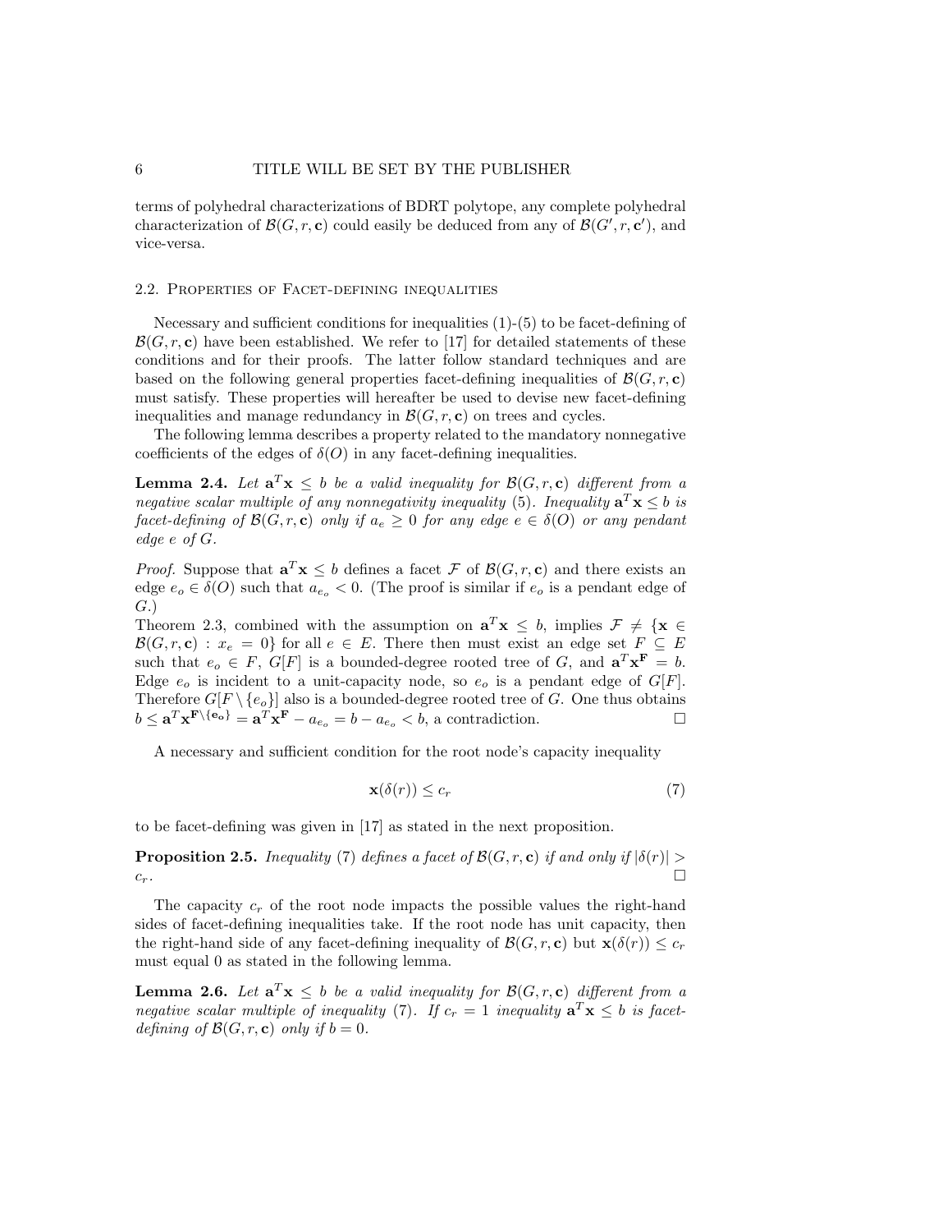terms of polyhedral characterizations of BDRT polytope, any complete polyhedral characterization of $\mathcal{B}(G, r, \mathbf{c})$ could easily be deduced from any of $\mathcal{B}(G', r, \mathbf{c}')$, and vice-versa.

### 2.2. Properties of Facet-defining inequalities

Necessary and sufficient conditions for inequalities (1)-(5) to be facet-defining of $\mathcal{B}(G, r, \mathbf{c})$ have been established. We refer to [17] for detailed statements of these conditions and for their proofs. The latter follow standard techniques and are based on the following general properties facet-defining inequalities of $\mathcal{B}(G, r, \mathbf{c})$ must satisfy. These properties will hereafter be used to devise new facet-defining inequalities and manage redundancy in $\mathcal{B}(G, r, \mathbf{c})$ on trees and cycles.

The following lemma describes a property related to the mandatory nonnegative coefficients of the edges of $\delta(O)$ in any facet-defining inequalities.

**Lemma 2.4.** *Let $\mathbf{a}^T\mathbf{x} \leq b$ be a valid inequality for $\mathcal{B}(G, r, \mathbf{c})$ different from a negative scalar multiple of any nonnegativity inequality* (5)*. Inequality $\mathbf{a}^T\mathbf{x} \leq b$ is facet-defining of $\mathcal{B}(G, r, \mathbf{c})$ only if $a_e \geq 0$ for any edge $e \in \delta(O)$ or any pendant edge $e$ of $G$.*

*Proof.* Suppose that $\mathbf{a}^T\mathbf{x} \leq b$ defines a facet $\mathcal{F}$ of $\mathcal{B}(G, r, \mathbf{c})$ and there exists an edge $e_o \in \delta(O)$ such that $a_{e_o} < 0$. (The proof is similar if $e_o$ is a pendant edge of $G$.)
Theorem 2.3, combined with the assumption on $\mathbf{a}^T\mathbf{x} \leq b$, implies $\mathcal{F} \neq \{\mathbf{x} \in \mathcal{B}(G, r, \mathbf{c}) : x_e = 0\}$ for all $e \in E$. There then must exist an edge set $F \subseteq E$ such that $e_o \in F$, $G[F]$ is a bounded-degree rooted tree of $G$, and $\mathbf{a}^T\mathbf{x}^{\mathbf{F}} = b$. Edge $e_o$ is incident to a unit-capacity node, so $e_o$ is a pendant edge of $G[F]$. Therefore $G[F \setminus \{e_o\}]$ also is a bounded-degree rooted tree of $G$. One thus obtains $b \leq \mathbf{a}^T\mathbf{x}^{\mathbf{F}\setminus\{\mathbf{e_o}\}} = \mathbf{a}^T\mathbf{x}^{\mathbf{F}} - a_{e_o} = b - a_{e_o} < b$, a contradiction. $\square$

A necessary and sufficient condition for the root node's capacity inequality

$$\mathbf{x}(\delta(r)) \leq c_r \tag{7}$$

to be facet-defining was given in [17] as stated in the next proposition.

**Proposition 2.5.** *Inequality* (7) *defines a facet of $\mathcal{B}(G, r, \mathbf{c})$ if and only if $|\delta(r)| > c_r$.* $\square$

The capacity $c_r$ of the root node impacts the possible values the right-hand sides of facet-defining inequalities take. If the root node has unit capacity, then the right-hand side of any facet-defining inequality of $\mathcal{B}(G, r, \mathbf{c})$ but $\mathbf{x}(\delta(r)) \leq c_r$ must equal 0 as stated in the following lemma.

**Lemma 2.6.** *Let $\mathbf{a}^T\mathbf{x} \leq b$ be a valid inequality for $\mathcal{B}(G, r, \mathbf{c})$ different from a negative scalar multiple of inequality* (7)*. If $c_r = 1$ inequality $\mathbf{a}^T\mathbf{x} \leq b$ is facet-defining of $\mathcal{B}(G, r, \mathbf{c})$ only if $b = 0$.*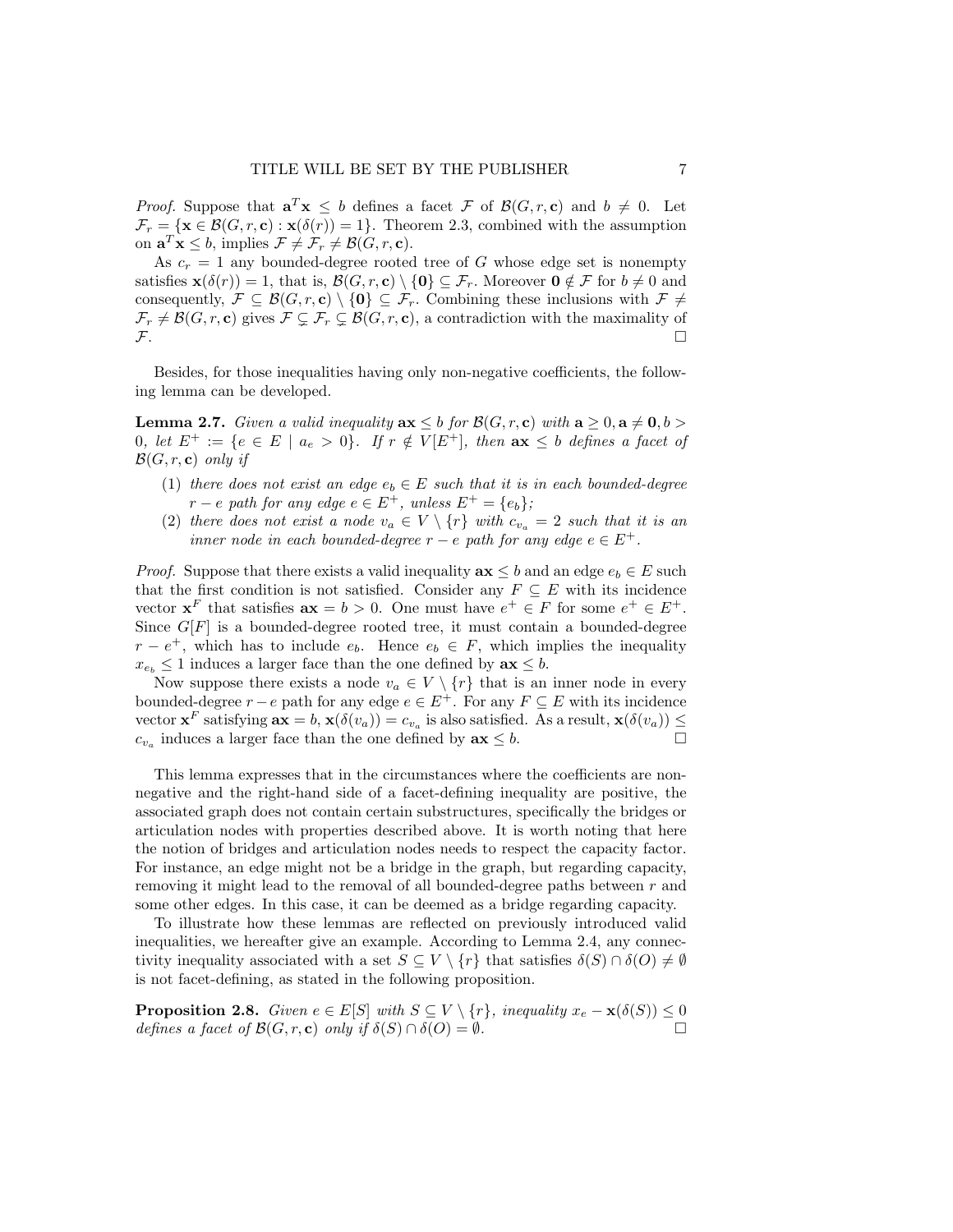*Proof.* Suppose that $\mathbf{a}^T\mathbf{x} \leq b$ defines a facet $\mathcal{F}$ of $\mathcal{B}(G, r, \mathbf{c})$ and $b \neq 0$. Let $\mathcal{F}_r = \{\mathbf{x} \in \mathcal{B}(G, r, \mathbf{c}) : \mathbf{x}(\delta(r)) = 1\}$. Theorem 2.3, combined with the assumption on $\mathbf{a}^T\mathbf{x} \leq b$, implies $\mathcal{F} \neq \mathcal{F}_r \neq \mathcal{B}(G, r, \mathbf{c})$.

As $c_r = 1$ any bounded-degree rooted tree of $G$ whose edge set is nonempty satisfies $\mathbf{x}(\delta(r)) = 1$, that is, $\mathcal{B}(G, r, \mathbf{c}) \setminus \{\mathbf{0}\} \subseteq \mathcal{F}_r$. Moreover $\mathbf{0} \notin \mathcal{F}$ for $b \neq 0$ and consequently, $\mathcal{F} \subseteq \mathcal{B}(G, r, \mathbf{c}) \setminus \{\mathbf{0}\} \subseteq \mathcal{F}_r$. Combining these inclusions with $\mathcal{F} \neq \mathcal{F}_r \neq \mathcal{B}(G, r, \mathbf{c})$ gives $\mathcal{F} \subsetneq \mathcal{F}_r \subsetneq \mathcal{B}(G, r, \mathbf{c})$, a contradiction with the maximality of $\mathcal{F}$. $\square$

Besides, for those inequalities having only non-negative coefficients, the following lemma can be developed.

**Lemma 2.7.** *Given a valid inequality $\mathbf{ax} \leq b$ for $\mathcal{B}(G, r, \mathbf{c})$ with $\mathbf{a} \geq 0, \mathbf{a} \neq \mathbf{0}, b > 0$, let $E^+ := \{e \in E \mid a_e > 0\}$. If $r \notin V[E^+]$, then $\mathbf{ax} \leq b$ defines a facet of $\mathcal{B}(G, r, \mathbf{c})$ only if*

1. *there does not exist an edge $e_b \in E$ such that it is in each bounded-degree $r - e$ path for any edge $e \in E^+$, unless $E^+ = \{e_b\}$;*
2. *there does not exist a node $v_a \in V \setminus \{r\}$ with $c_{v_a} = 2$ such that it is an inner node in each bounded-degree $r - e$ path for any edge $e \in E^+$.*

*Proof.* Suppose that there exists a valid inequality $\mathbf{ax} \leq b$ and an edge $e_b \in E$ such that the first condition is not satisfied. Consider any $F \subseteq E$ with its incidence vector $\mathbf{x}^F$ that satisfies $\mathbf{ax} = b > 0$. One must have $e^+ \in F$ for some $e^+ \in E^+$. Since $G[F]$ is a bounded-degree rooted tree, it must contain a bounded-degree $r - e^+$, which has to include $e_b$. Hence $e_b \in F$, which implies the inequality $x_{e_b} \leq 1$ induces a larger face than the one defined by $\mathbf{ax} \leq b$.

Now suppose there exists a node $v_a \in V \setminus \{r\}$ that is an inner node in every bounded-degree $r - e$ path for any edge $e \in E^+$. For any $F \subseteq E$ with its incidence vector $\mathbf{x}^F$ satisfying $\mathbf{ax} = b$, $\mathbf{x}(\delta(v_a)) = c_{v_a}$ is also satisfied. As a result, $\mathbf{x}(\delta(v_a)) \leq c_{v_a}$ induces a larger face than the one defined by $\mathbf{ax} \leq b$. $\square$

This lemma expresses that in the circumstances where the coefficients are non-negative and the right-hand side of a facet-defining inequality are positive, the associated graph does not contain certain substructures, specifically the bridges or articulation nodes with properties described above. It is worth noting that here the notion of bridges and articulation nodes needs to respect the capacity factor. For instance, an edge might not be a bridge in the graph, but regarding capacity, removing it might lead to the removal of all bounded-degree paths between $r$ and some other edges. In this case, it can be deemed as a bridge regarding capacity.

To illustrate how these lemmas are reflected on previously introduced valid inequalities, we hereafter give an example. According to Lemma 2.4, any connectivity inequality associated with a set $S \subseteq V \setminus \{r\}$ that satisfies $\delta(S) \cap \delta(O) \neq \emptyset$ is not facet-defining, as stated in the following proposition.

**Proposition 2.8.** *Given $e \in E[S]$ with $S \subseteq V \setminus \{r\}$, inequality $x_e - \mathbf{x}(\delta(S)) \leq 0$ defines a facet of $\mathcal{B}(G, r, \mathbf{c})$ only if $\delta(S) \cap \delta(O) = \emptyset$.* $\square$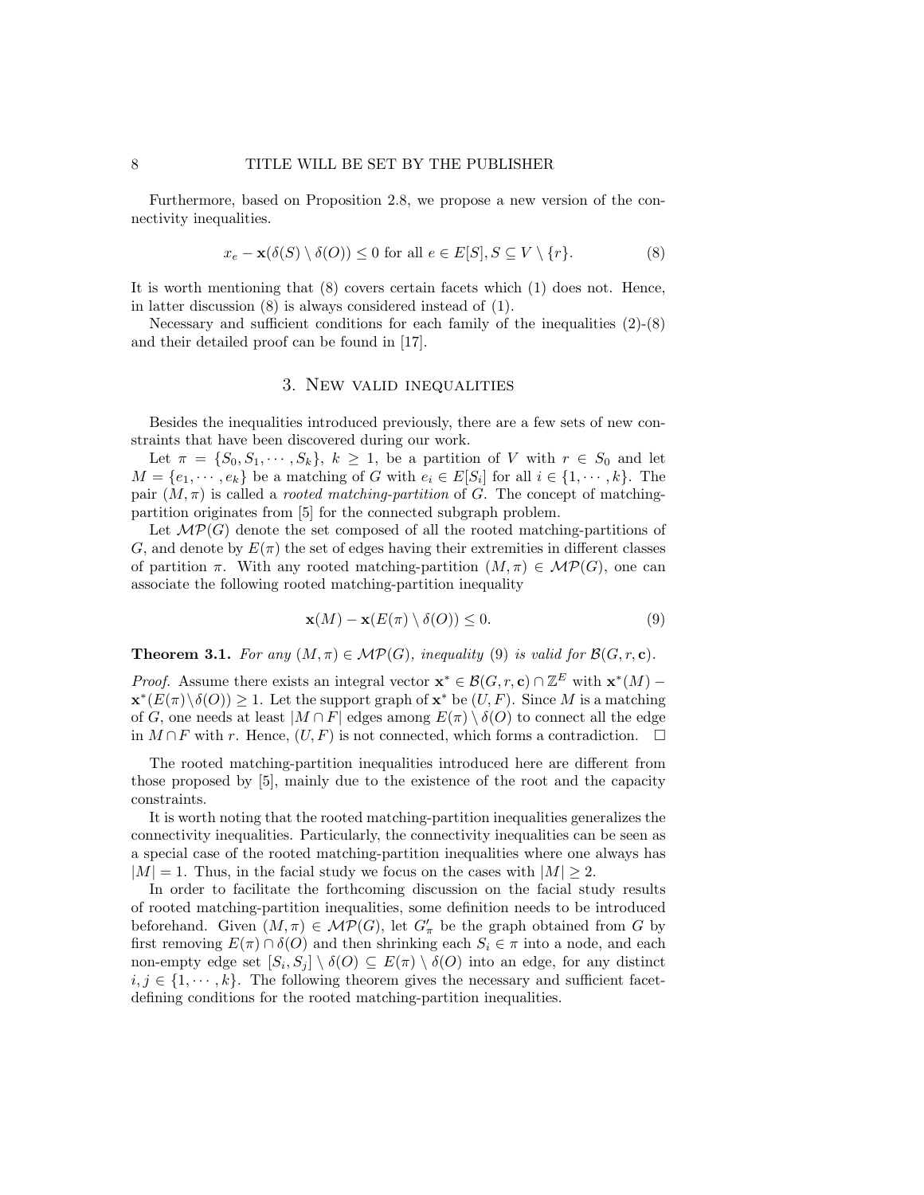Furthermore, based on Proposition 2.8, we propose a new version of the connectivity inequalities.

$$x_e - \mathbf{x}(\delta(S) \setminus \delta(O)) \leq 0 \text{ for all } e \in E[S], S \subseteq V \setminus \{r\}. \tag{8}$$

It is worth mentioning that (8) covers certain facets which (1) does not. Hence, in latter discussion (8) is always considered instead of (1).

Necessary and sufficient conditions for each family of the inequalities (2)-(8) and their detailed proof can be found in [17].

## 3. New valid inequalities

Besides the inequalities introduced previously, there are a few sets of new constraints that have been discovered during our work.

Let $\pi = \{S_0, S_1, \cdots, S_k\}$, $k \geq 1$, be a partition of $V$ with $r \in S_0$ and let $M = \{e_1, \cdots, e_k\}$ be a matching of $G$ with $e_i \in E[S_i]$ for all $i \in \{1, \cdots, k\}$. The pair $(M, \pi)$ is called a *rooted matching-partition* of $G$. The concept of matching-partition originates from [5] for the connected subgraph problem.

Let $\mathcal{MP}(G)$ denote the set composed of all the rooted matching-partitions of $G$, and denote by $E(\pi)$ the set of edges having their extremities in different classes of partition $\pi$. With any rooted matching-partition $(M, \pi) \in \mathcal{MP}(G)$, one can associate the following rooted matching-partition inequality

$$\mathbf{x}(M) - \mathbf{x}(E(\pi) \setminus \delta(O)) \leq 0. \tag{9}$$

**Theorem 3.1.** *For any $(M, \pi) \in \mathcal{MP}(G)$, inequality (9) is valid for $\mathcal{B}(G, r, \mathbf{c})$.*

*Proof.* Assume there exists an integral vector $\mathbf{x}^* \in \mathcal{B}(G, r, \mathbf{c}) \cap \mathbb{Z}^E$ with $\mathbf{x}^*(M) - \mathbf{x}^*(E(\pi) \setminus \delta(O)) \geq 1$. Let the support graph of $\mathbf{x}^*$ be $(U, F)$. Since $M$ is a matching of $G$, one needs at least $|M \cap F|$ edges among $E(\pi) \setminus \delta(O)$ to connect all the edge in $M \cap F$ with $r$. Hence, $(U, F)$ is not connected, which forms a contradiction. $\square$

The rooted matching-partition inequalities introduced here are different from those proposed by [5], mainly due to the existence of the root and the capacity constraints.

It is worth noting that the rooted matching-partition inequalities generalizes the connectivity inequalities. Particularly, the connectivity inequalities can be seen as a special case of the rooted matching-partition inequalities where one always has $|M| = 1$. Thus, in the facial study we focus on the cases with $|M| \geq 2$.

In order to facilitate the forthcoming discussion on the facial study results of rooted matching-partition inequalities, some definition needs to be introduced beforehand. Given $(M, \pi) \in \mathcal{MP}(G)$, let $G'_\pi$ be the graph obtained from $G$ by first removing $E(\pi) \cap \delta(O)$ and then shrinking each $S_i \in \pi$ into a node, and each non-empty edge set $[S_i, S_j] \setminus \delta(O) \subseteq E(\pi) \setminus \delta(O)$ into an edge, for any distinct $i, j \in \{1, \cdots, k\}$. The following theorem gives the necessary and sufficient facet-defining conditions for the rooted matching-partition inequalities.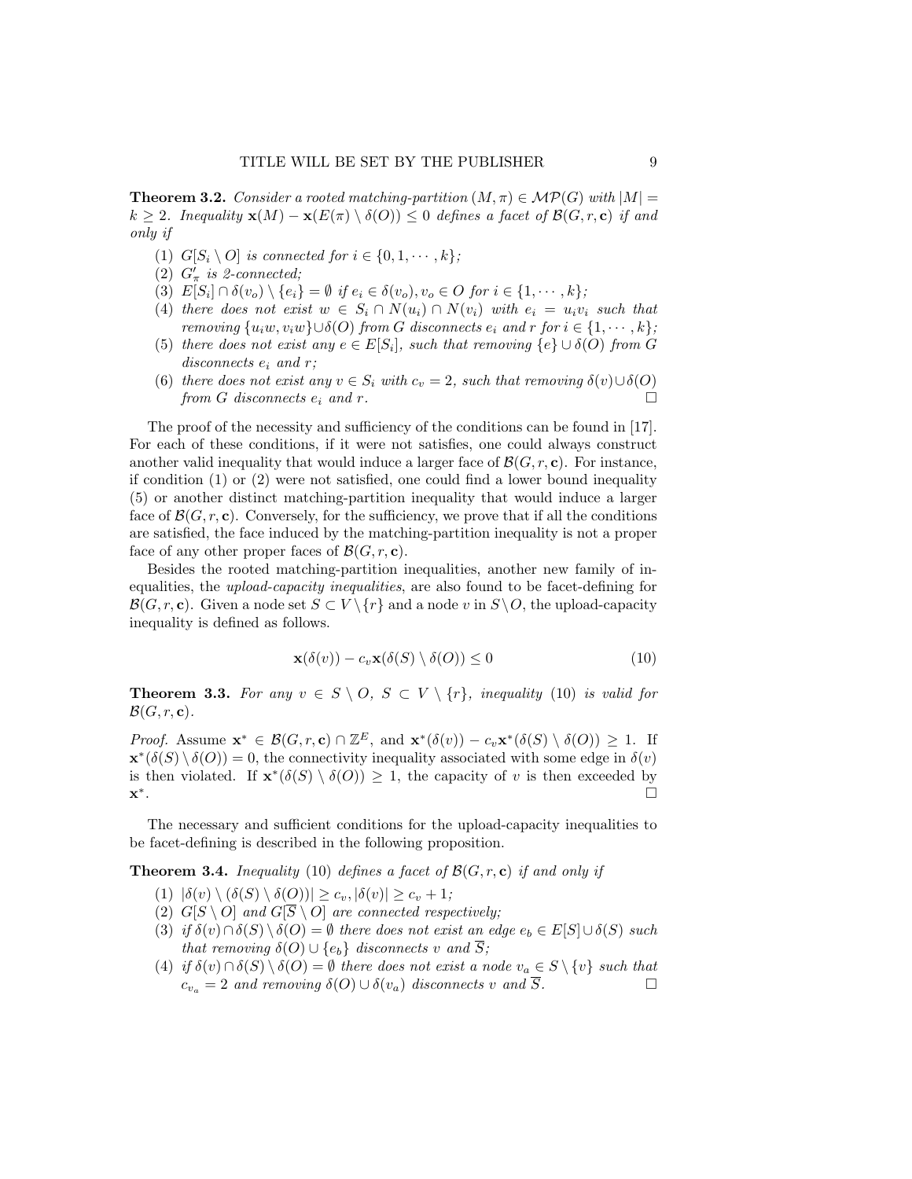**Theorem 3.2.** *Consider a rooted matching-partition $(M, \pi) \in \mathcal{MP}(G)$ with $|M| = k \geq 2$. Inequality $\mathbf{x}(M) - \mathbf{x}(E(\pi) \setminus \delta(O)) \leq 0$ defines a facet of $\mathcal{B}(G, r, \mathbf{c})$ if and only if*

1. *$G[S_i \setminus O]$ is connected for $i \in \{0, 1, \cdots, k\}$;*
2. *$G'_\pi$ is 2-connected;*
3. *$E[S_i] \cap \delta(v_o) \setminus \{e_i\} = \emptyset$ if $e_i \in \delta(v_o), v_o \in O$ for $i \in \{1, \cdots, k\}$;*
4. *there does not exist $w \in S_i \cap N(u_i) \cap N(v_i)$ with $e_i = u_i v_i$ such that removing $\{u_i w, v_i w\} \cup \delta(O)$ from $G$ disconnects $e_i$ and $r$ for $i \in \{1, \cdots, k\}$;*
5. *there does not exist any $e \in E[S_i]$, such that removing $\{e\} \cup \delta(O)$ from $G$ disconnects $e_i$ and $r$;*
6. *there does not exist any $v \in S_i$ with $c_v = 2$, such that removing $\delta(v) \cup \delta(O)$ from $G$ disconnects $e_i$ and $r$.* □

The proof of the necessity and sufficiency of the conditions can be found in [17]. For each of these conditions, if it were not satisfies, one could always construct another valid inequality that would induce a larger face of $\mathcal{B}(G, r, \mathbf{c})$. For instance, if condition (1) or (2) were not satisfied, one could find a lower bound inequality (5) or another distinct matching-partition inequality that would induce a larger face of $\mathcal{B}(G, r, \mathbf{c})$. Conversely, for the sufficiency, we prove that if all the conditions are satisfied, the face induced by the matching-partition inequality is not a proper face of any other proper faces of $\mathcal{B}(G, r, \mathbf{c})$.

Besides the rooted matching-partition inequalities, another new family of inequalities, the *upload-capacity inequalities*, are also found to be facet-defining for $\mathcal{B}(G, r, \mathbf{c})$. Given a node set $S \subset V \setminus \{r\}$ and a node $v$ in $S \setminus O$, the upload-capacity inequality is defined as follows.

$$\mathbf{x}(\delta(v)) - c_v \mathbf{x}(\delta(S) \setminus \delta(O)) \leq 0 \tag{10}$$

**Theorem 3.3.** *For any $v \in S \setminus O$, $S \subset V \setminus \{r\}$, inequality (10) is valid for $\mathcal{B}(G, r, \mathbf{c})$.*

*Proof.* Assume $\mathbf{x}^* \in \mathcal{B}(G, r, \mathbf{c}) \cap \mathbb{Z}^E$, and $\mathbf{x}^*(\delta(v)) - c_v \mathbf{x}^*(\delta(S) \setminus \delta(O)) \geq 1$. If $\mathbf{x}^*(\delta(S) \setminus \delta(O)) = 0$, the connectivity inequality associated with some edge in $\delta(v)$ is then violated. If $\mathbf{x}^*(\delta(S) \setminus \delta(O)) \geq 1$, the capacity of $v$ is then exceeded by $\mathbf{x}^*$. □

The necessary and sufficient conditions for the upload-capacity inequalities to be facet-defining is described in the following proposition.

**Theorem 3.4.** *Inequality (10) defines a facet of $\mathcal{B}(G, r, \mathbf{c})$ if and only if*

1. *$|\delta(v) \setminus (\delta(S) \setminus \delta(O))| \geq c_v, |\delta(v)| \geq c_v + 1$;*
2. *$G[S \setminus O]$ and $G[\overline{S} \setminus O]$ are connected respectively;*
3. *if $\delta(v) \cap \delta(S) \setminus \delta(O) = \emptyset$ there does not exist an edge $e_b \in E[S] \cup \delta(S)$ such that removing $\delta(O) \cup \{e_b\}$ disconnects $v$ and $\overline{S}$;*
4. *if $\delta(v) \cap \delta(S) \setminus \delta(O) = \emptyset$ there does not exist a node $v_a \in S \setminus \{v\}$ such that $c_{v_a} = 2$ and removing $\delta(O) \cup \delta(v_a)$ disconnects $v$ and $\overline{S}$.* □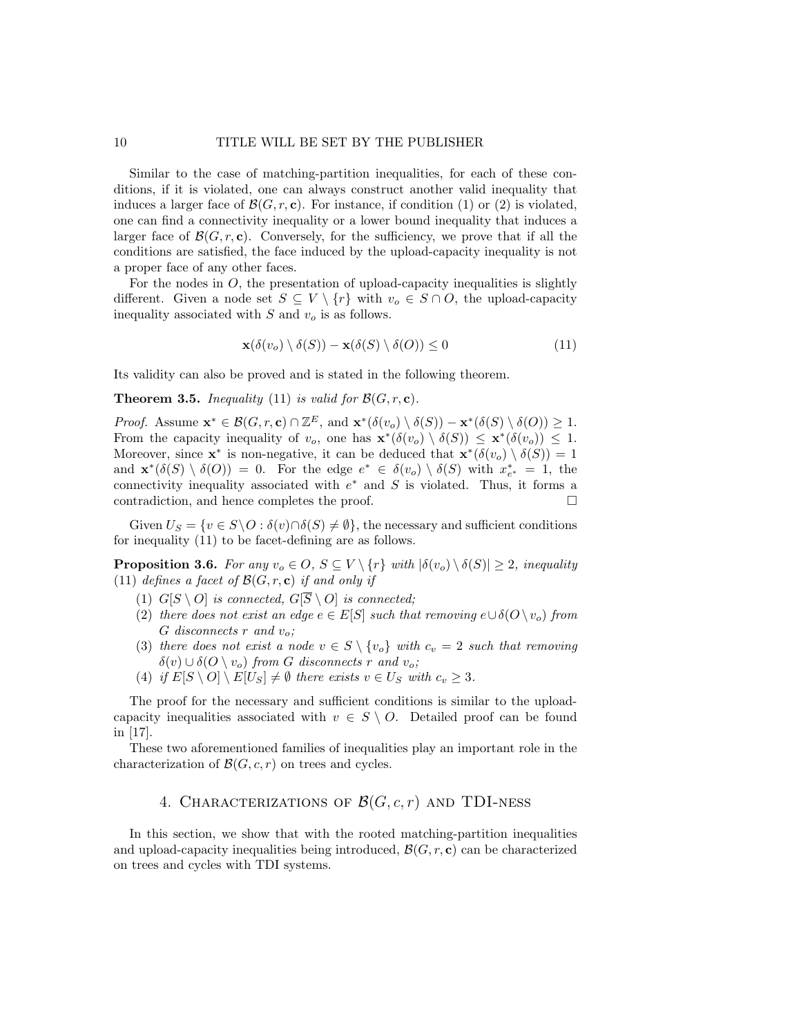Similar to the case of matching-partition inequalities, for each of these conditions, if it is violated, one can always construct another valid inequality that induces a larger face of $\mathcal{B}(G, r, \mathbf{c})$. For instance, if condition (1) or (2) is violated, one can find a connectivity inequality or a lower bound inequality that induces a larger face of $\mathcal{B}(G, r, \mathbf{c})$. Conversely, for the sufficiency, we prove that if all the conditions are satisfied, the face induced by the upload-capacity inequality is not a proper face of any other faces.

For the nodes in $O$, the presentation of upload-capacity inequalities is slightly different. Given a node set $S \subseteq V \setminus \{r\}$ with $v_o \in S \cap O$, the upload-capacity inequality associated with $S$ and $v_o$ is as follows.

$$\mathbf{x}(\delta(v_o) \setminus \delta(S)) - \mathbf{x}(\delta(S) \setminus \delta(O)) \leq 0 \tag{11}$$

Its validity can also be proved and is stated in the following theorem.

**Theorem 3.5.** *Inequality* (11) *is valid for* $\mathcal{B}(G, r, \mathbf{c})$.

*Proof.* Assume $\mathbf{x}^* \in \mathcal{B}(G, r, \mathbf{c}) \cap \mathbb{Z}^E$, and $\mathbf{x}^*(\delta(v_o) \setminus \delta(S)) - \mathbf{x}^*(\delta(S) \setminus \delta(O)) \geq 1$. From the capacity inequality of $v_o$, one has $\mathbf{x}^*(\delta(v_o) \setminus \delta(S)) \leq \mathbf{x}^*(\delta(v_o)) \leq 1$. Moreover, since $\mathbf{x}^*$ is non-negative, it can be deduced that $\mathbf{x}^*(\delta(v_o) \setminus \delta(S)) = 1$ and $\mathbf{x}^*(\delta(S) \setminus \delta(O)) = 0$. For the edge $e^* \in \delta(v_o) \setminus \delta(S)$ with $x^*_{e^*} = 1$, the connectivity inequality associated with $e^*$ and $S$ is violated. Thus, it forms a contradiction, and hence completes the proof. $\square$

Given $U_S = \{v \in S \setminus O : \delta(v) \cap \delta(S) \neq \emptyset\}$, the necessary and sufficient conditions for inequality (11) to be facet-defining are as follows.

**Proposition 3.6.** *For any $v_o \in O$, $S \subseteq V \setminus \{r\}$ with $|\delta(v_o) \setminus \delta(S)| \geq 2$, inequality* (11) *defines a facet of $\mathcal{B}(G, r, \mathbf{c})$ if and only if*

1. *$G[S \setminus O]$ is connected, $G[\overline{S} \setminus O]$ is connected;*
2. *there does not exist an edge $e \in E[S]$ such that removing $e \cup \delta(O \setminus v_o)$ from $G$ disconnects $r$ and $v_o$;*
3. *there does not exist a node $v \in S \setminus \{v_o\}$ with $c_v = 2$ such that removing $\delta(v) \cup \delta(O \setminus v_o)$ from $G$ disconnects $r$ and $v_o$;*
4. *if $E[S \setminus O] \setminus E[U_S] \neq \emptyset$ there exists $v \in U_S$ with $c_v \geq 3$.*

The proof for the necessary and sufficient conditions is similar to the upload-capacity inequalities associated with $v \in S \setminus O$. Detailed proof can be found in [17].

These two aforementioned families of inequalities play an important role in the characterization of $\mathcal{B}(G, c, r)$ on trees and cycles.

## 4. Characterizations of $\mathcal{B}(G, c, r)$ and TDI-ness

In this section, we show that with the rooted matching-partition inequalities and upload-capacity inequalities being introduced, $\mathcal{B}(G, r, \mathbf{c})$ can be characterized on trees and cycles with TDI systems.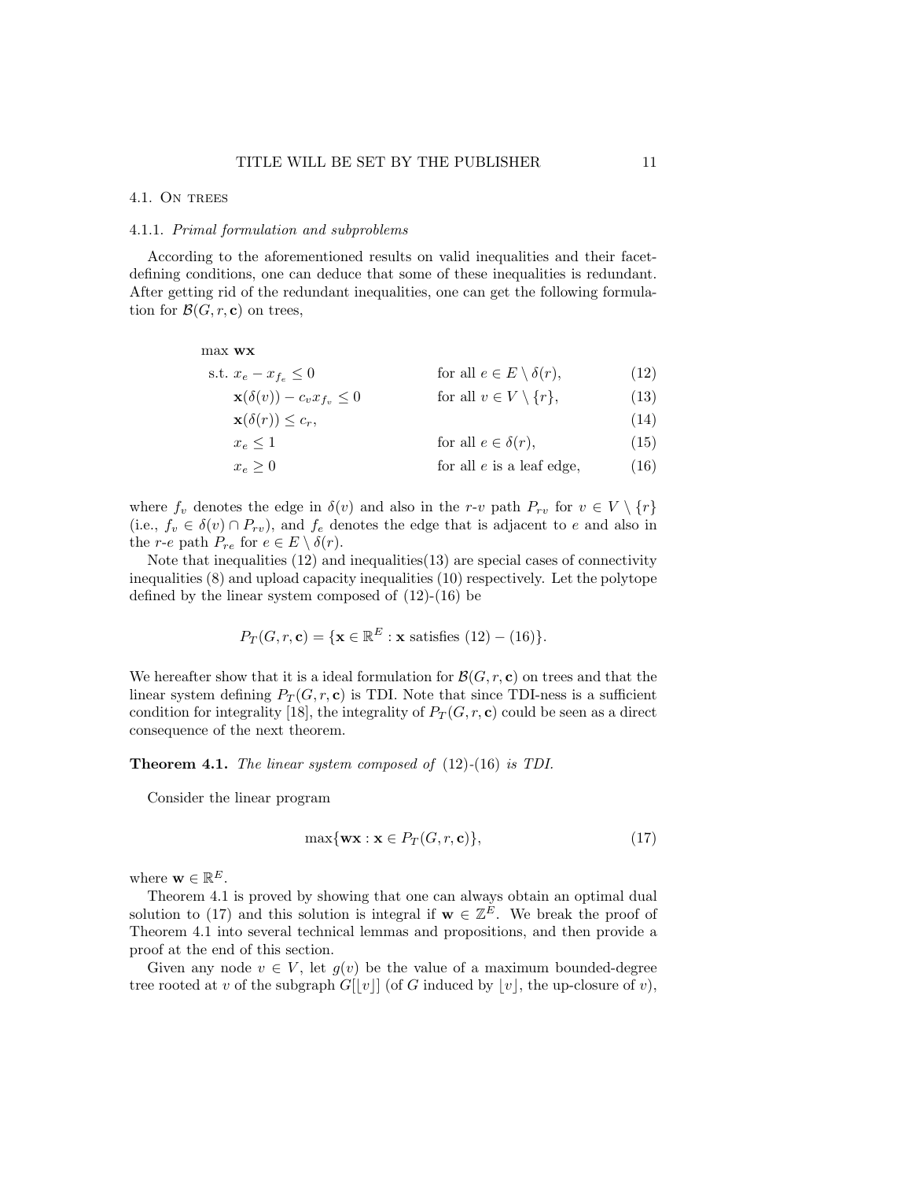### 4.1. On trees

#### 4.1.1. *Primal formulation and subproblems*

According to the aforementioned results on valid inequalities and their facet-defining conditions, one can deduce that some of these inequalities is redundant. After getting rid of the redundant inequalities, one can get the following formulation for $\mathcal{B}(G, r, \mathbf{c})$ on trees,

$$
\begin{aligned}
&\max \mathbf{wx} \\
&\text{s.t. } x_e - x_{f_e} \leq 0 && \text{for all } e \in E \setminus \delta(r), && (12)\\
&\qquad \mathbf{x}(\delta(v)) - c_v x_{f_v} \leq 0 && \text{for all } v \in V \setminus \{r\}, && (13)\\
&\qquad \mathbf{x}(\delta(r)) \leq c_r, && && (14)\\
&\qquad x_e \leq 1 && \text{for all } e \in \delta(r), && (15)\\
&\qquad x_e \geq 0 && \text{for all } e \text{ is a leaf edge}, && (16)
\end{aligned}
$$

where $f_v$ denotes the edge in $\delta(v)$ and also in the $r$-$v$ path $P_{rv}$ for $v \in V \setminus \{r\}$ (i.e., $f_v \in \delta(v) \cap P_{rv}$), and $f_e$ denotes the edge that is adjacent to $e$ and also in the $r$-$e$ path $P_{re}$ for $e \in E \setminus \delta(r)$.

Note that inequalities (12) and inequalities(13) are special cases of connectivity inequalities (8) and upload capacity inequalities (10) respectively. Let the polytope defined by the linear system composed of (12)-(16) be

$$P_T(G, r, \mathbf{c}) = \{\mathbf{x} \in \mathbb{R}^E : \mathbf{x} \text{ satisfies } (12) - (16)\}.$$

We hereafter show that it is a ideal formulation for $\mathcal{B}(G, r, \mathbf{c})$ on trees and that the linear system defining $P_T(G, r, \mathbf{c})$ is TDI. Note that since TDI-ness is a sufficient condition for integrality [18], the integrality of $P_T(G, r, \mathbf{c})$ could be seen as a direct consequence of the next theorem.

**Theorem 4.1.** *The linear system composed of* (12)-(16) *is TDI.*

Consider the linear program

$$\max\{\mathbf{wx} : \mathbf{x} \in P_T(G, r, \mathbf{c})\}, \tag{17}$$

where $\mathbf{w} \in \mathbb{R}^E$.

Theorem 4.1 is proved by showing that one can always obtain an optimal dual solution to (17) and this solution is integral if $\mathbf{w} \in \mathbb{Z}^E$. We break the proof of Theorem 4.1 into several technical lemmas and propositions, and then provide a proof at the end of this section.

Given any node $v \in V$, let $g(v)$ be the value of a maximum bounded-degree tree rooted at $v$ of the subgraph $G[\lfloor v \rfloor]$ (of $G$ induced by $\lfloor v \rfloor$, the up-closure of $v$),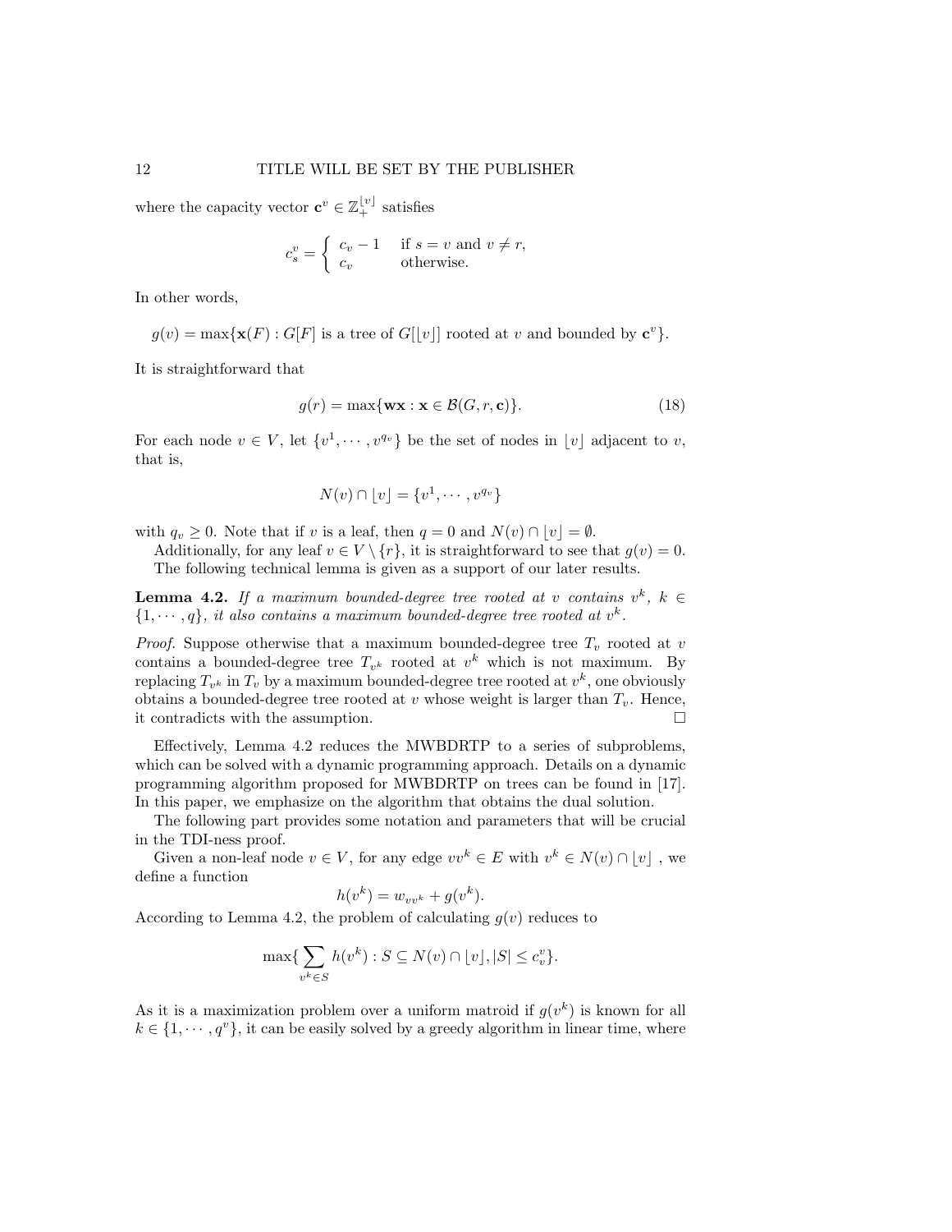where the capacity vector $\mathbf{c}^v \in \mathbb{Z}_+^{\lfloor v \rfloor}$ satisfies

$$c_s^v = \begin{cases} c_v - 1 & \text{if } s = v \text{ and } v \neq r, \\ c_v & \text{otherwise.} \end{cases}$$

In other words,

$$g(v) = \max\{\mathbf{x}(F) : G[F] \text{ is a tree of } G[\lfloor v \rfloor] \text{ rooted at } v \text{ and bounded by } \mathbf{c}^v\}.$$

It is straightforward that

$$g(r) = \max\{\mathbf{w}\mathbf{x} : \mathbf{x} \in \mathcal{B}(G, r, \mathbf{c})\}. \tag{18}$$

For each node $v \in V$, let $\{v^1, \cdots, v^{q_v}\}$ be the set of nodes in $\lfloor v \rfloor$ adjacent to $v$, that is,

$$N(v) \cap \lfloor v \rfloor = \{v^1, \cdots, v^{q_v}\}$$

with $q_v \geq 0$. Note that if $v$ is a leaf, then $q = 0$ and $N(v) \cap \lfloor v \rfloor = \emptyset$.

Additionally, for any leaf $v \in V \setminus \{r\}$, it is straightforward to see that $g(v) = 0$.

The following technical lemma is given as a support of our later results.

**Lemma 4.2.** *If a maximum bounded-degree tree rooted at $v$ contains $v^k$, $k \in \{1, \cdots, q\}$, it also contains a maximum bounded-degree tree rooted at $v^k$.*

*Proof.* Suppose otherwise that a maximum bounded-degree tree $T_v$ rooted at $v$ contains a bounded-degree tree $T_{v^k}$ rooted at $v^k$ which is not maximum. By replacing $T_{v^k}$ in $T_v$ by a maximum bounded-degree tree rooted at $v^k$, one obviously obtains a bounded-degree tree rooted at $v$ whose weight is larger than $T_v$. Hence, it contradicts with the assumption. □

Effectively, Lemma 4.2 reduces the MWBDRTP to a series of subproblems, which can be solved with a dynamic programming approach. Details on a dynamic programming algorithm proposed for MWBDRTP on trees can be found in [17]. In this paper, we emphasize on the algorithm that obtains the dual solution.

The following part provides some notation and parameters that will be crucial in the TDI-ness proof.

Given a non-leaf node $v \in V$, for any edge $vv^k \in E$ with $v^k \in N(v) \cap \lfloor v \rfloor$ , we define a function

$$h(v^k) = w_{vv^k} + g(v^k).$$

According to Lemma 4.2, the problem of calculating $g(v)$ reduces to

$$\max\{\sum_{v^k \in S} h(v^k) : S \subseteq N(v) \cap \lfloor v \rfloor, |S| \leq c_v^v\}.$$

As it is a maximization problem over a uniform matroid if $g(v^k)$ is known for all $k \in \{1, \cdots, q^v\}$, it can be easily solved by a greedy algorithm in linear time, where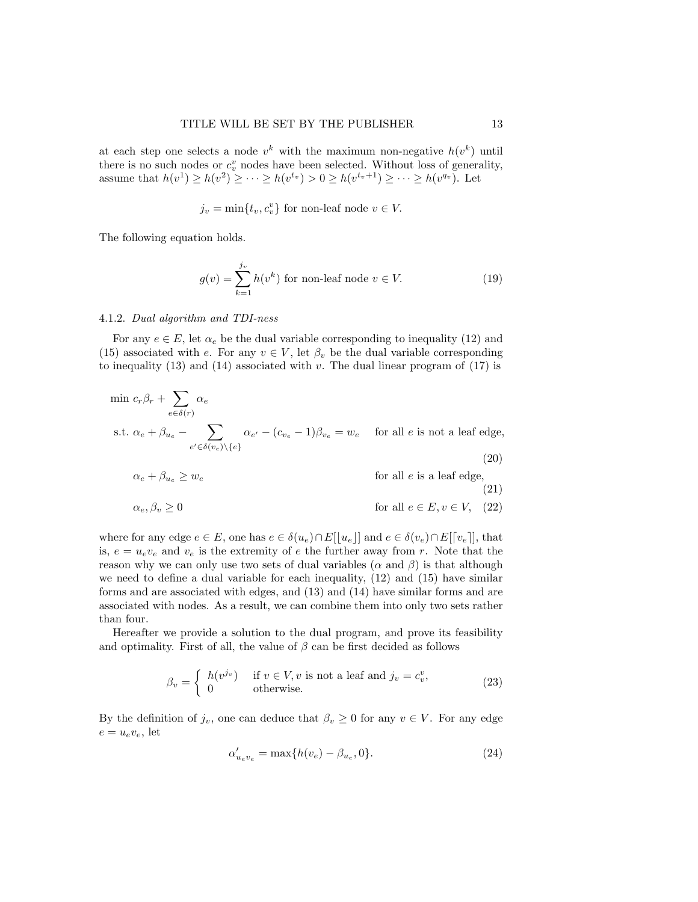at each step one selects a node $v^k$ with the maximum non-negative $h(v^k)$ until there is no such nodes or $c^v_v$ nodes have been selected. Without loss of generality, assume that $h(v^1) \geq h(v^2) \geq \cdots \geq h(v^{t_v}) > 0 \geq h(v^{t_v+1}) \geq \cdots \geq h(v^{q_v})$. Let

$$j_v = \min\{t_v, c^v_v\} \text{ for non-leaf node } v \in V.$$

The following equation holds.

$$g(v) = \sum_{k=1}^{j_v} h(v^k) \text{ for non-leaf node } v \in V. \tag{19}$$

#### 4.1.2. *Dual algorithm and TDI-ness*

For any $e \in E$, let $\alpha_e$ be the dual variable corresponding to inequality (12) and (15) associated with $e$. For any $v \in V$, let $\beta_v$ be the dual variable corresponding to inequality (13) and (14) associated with $v$. The dual linear program of (17) is

$$
\begin{aligned}
\min\ & c_r\beta_r + \sum_{e\in\delta(r)} \alpha_e \\
\text{s.t. } & \alpha_e + \beta_{u_e} - \sum_{e'\in\delta(v_e)\setminus\{e\}} \alpha_{e'} - (c_{v_e}-1)\beta_{v_e} = w_e \quad \text{for all } e \text{ is not a leaf edge,} && (20)\\
& \alpha_e + \beta_{u_e} \geq w_e \quad \text{for all } e \text{ is a leaf edge,} && (21)\\
& \alpha_e, \beta_v \geq 0 \quad \text{for all } e \in E, v \in V, && (22)
\end{aligned}
$$

where for any edge $e \in E$, one has $e \in \delta(u_e) \cap E[\lfloor u_e \rfloor]$ and $e \in \delta(v_e) \cap E[\lceil v_e \rceil]$, that is, $e = u_e v_e$ and $v_e$ is the extremity of $e$ the further away from $r$. Note that the reason why we can only use two sets of dual variables ($\alpha$ and $\beta$) is that although we need to define a dual variable for each inequality, (12) and (15) have similar forms and are associated with edges, and (13) and (14) have similar forms and are associated with nodes. As a result, we can combine them into only two sets rather than four.

Hereafter we provide a solution to the dual program, and prove its feasibility and optimality. First of all, the value of $\beta$ can be first decided as follows

$$\beta_v = \begin{cases} h(v^{j_v}) & \text{if } v \in V, v \text{ is not a leaf and } j_v = c^v_v, \\ 0 & \text{otherwise.} \end{cases} \tag{23}$$

By the definition of $j_v$, one can deduce that $\beta_v \geq 0$ for any $v \in V$. For any edge $e = u_e v_e$, let

$$\alpha'_{u_e v_e} = \max\{h(v_e) - \beta_{u_e}, 0\}. \tag{24}$$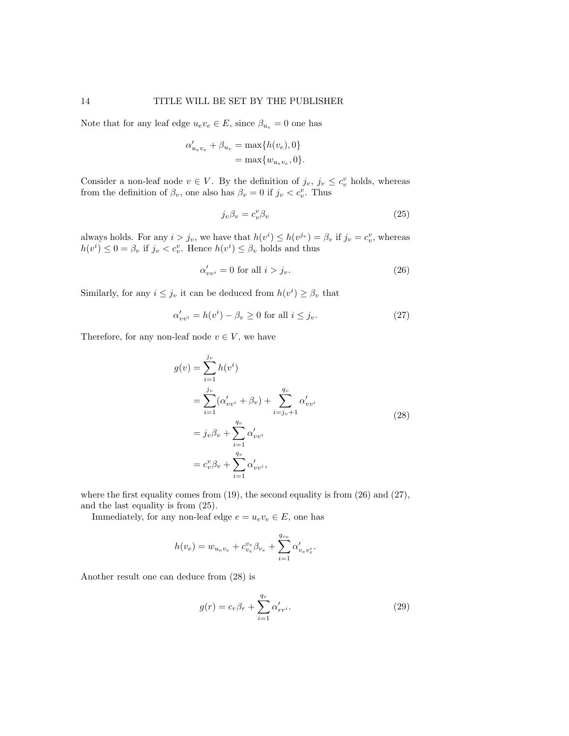Note that for any leaf edge $u_e v_e \in E$, since $\beta_{u_e} = 0$ one has

$$
\begin{aligned}
\alpha'_{u_e v_e} + \beta_{u_e} &= \max\{h(v_e), 0\} \\
&= \max\{w_{u_e v_e}, 0\}.
\end{aligned}
$$

Consider a non-leaf node $v \in V$. By the definition of $j_v$, $j_v \le c_v^v$ holds, whereas from the definition of $\beta_v$, one also has $\beta_v = 0$ if $j_v < c_v^v$. Thus

$$
j_v \beta_v = c_v^v \beta_v \tag{25}
$$

always holds. For any $i > j_v$, we have that $h(v^i) \le h(v^{j_v}) = \beta_v$ if $j_v = c_v^v$, whereas $h(v^i) \le 0 = \beta_v$ if $j_v < c_v^v$. Hence $h(v^i) \le \beta_v$ holds and thus

$$
\alpha'_{vv^i} = 0 \text{ for all } i > j_v. \tag{26}
$$

Similarly, for any $i \le j_v$ it can be deduced from $h(v^i) \ge \beta_v$ that

$$
\alpha'_{vv^i} = h(v^i) - \beta_v \ge 0 \text{ for all } i \le j_v. \tag{27}
$$

Therefore, for any non-leaf node $v \in V$, we have

$$
\begin{aligned}
g(v) &= \sum_{i=1}^{j_v} h(v^i) \\
&= \sum_{i=1}^{j_v} (\alpha'_{vv^i} + \beta_v) + \sum_{i=j_v+1}^{q_v} \alpha'_{vv^i} \\
&= j_v \beta_v + \sum_{i=1}^{q_v} \alpha'_{vv^i} \\
&= c_v^v \beta_v + \sum_{i=1}^{q_v} \alpha'_{vv^i},
\end{aligned} \tag{28}
$$

where the first equality comes from (19), the second equality is from (26) and (27), and the last equality is from (25).

Immediately, for any non-leaf edge $e = u_e v_e \in E$, one has

$$
h(v_e) = w_{u_e v_e} + c_{v_e}^{v_e} \beta_{v_e} + \sum_{i=1}^{q_{v_e}} \alpha'_{v_e v_e^i}.
$$

Another result one can deduce from (28) is

$$
g(r) = c_r \beta_r + \sum_{i=1}^{q_r} \alpha'_{rr^i}. \tag{29}
$$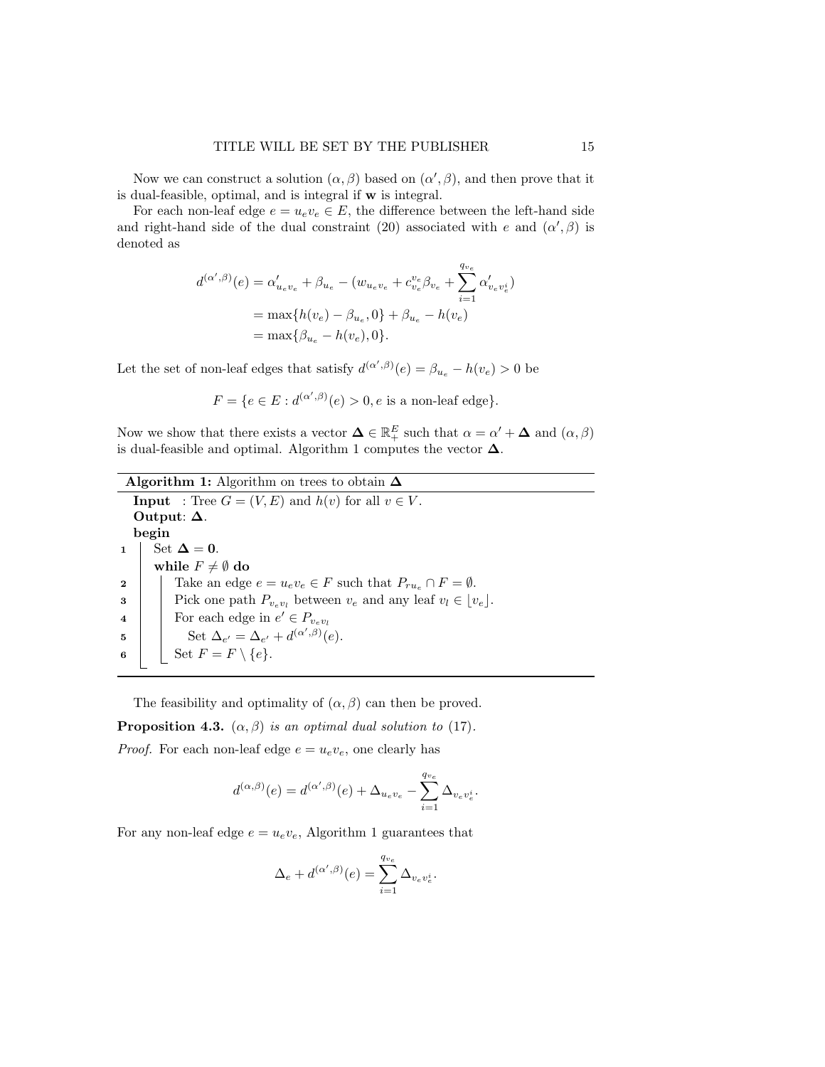Now we can construct a solution $(\alpha, \beta)$ based on $(\alpha', \beta)$, and then prove that it is dual-feasible, optimal, and is integral if $\mathbf{w}$ is integral.

For each non-leaf edge $e = u_e v_e \in E$, the difference between the left-hand side and right-hand side of the dual constraint (20) associated with $e$ and $(\alpha', \beta)$ is denoted as

$$
\begin{aligned}
d^{(\alpha',\beta)}(e) &= \alpha'_{u_e v_e} + \beta_{u_e} - (w_{u_e v_e} + c^{v_e}_{v_e}\beta_{v_e} + \sum_{i=1}^{q_{v_e}} \alpha'_{v_e v_e^i}) \\
&= \max\{h(v_e) - \beta_{u_e}, 0\} + \beta_{u_e} - h(v_e) \\
&= \max\{\beta_{u_e} - h(v_e), 0\}.
\end{aligned}
$$

Let the set of non-leaf edges that satisfy $d^{(\alpha',\beta)}(e) = \beta_{u_e} - h(v_e) > 0$ be

$$
F = \{e \in E : d^{(\alpha',\beta)}(e) > 0, e \text{ is a non-leaf edge}\}.
$$

Now we show that there exists a vector $\mathbf{\Delta} \in \mathbb{R}^E_+$ such that $\alpha = \alpha' + \mathbf{\Delta}$ and $(\alpha, \beta)$ is dual-feasible and optimal. Algorithm 1 computes the vector $\mathbf{\Delta}$.

---

**Algorithm 1:** Algorithm on trees to obtain $\mathbf{\Delta}$

---

**Input** : Tree $G = (V, E)$ and $h(v)$ for all $v \in V$.
**Output**: $\mathbf{\Delta}$.
**begin**
1. Set $\mathbf{\Delta} = \mathbf{0}$.
   **while** $F \neq \emptyset$ **do**
2. Take an edge $e = u_e v_e \in F$ such that $P_{ru_e} \cap F = \emptyset$.
3. Pick one path $P_{v_e v_l}$ between $v_e$ and any leaf $v_l \in \lfloor v_e \rfloor$.
4. For each edge in $e' \in P_{v_e v_l}$
5. Set $\Delta_{e'} = \Delta_{e'} + d^{(\alpha',\beta)}(e)$.
6. Set $F = F \setminus \{e\}$.

---

The feasibility and optimality of $(\alpha, \beta)$ can then be proved.

**Proposition 4.3.** *$(\alpha, \beta)$ is an optimal dual solution to* (17).

*Proof.* For each non-leaf edge $e = u_e v_e$, one clearly has

$$
d^{(\alpha,\beta)}(e) = d^{(\alpha',\beta)}(e) + \Delta_{u_e v_e} - \sum_{i=1}^{q_{v_e}} \Delta_{v_e v_e^i}.
$$

For any non-leaf edge $e = u_e v_e$, Algorithm 1 guarantees that

$$
\Delta_e + d^{(\alpha',\beta)}(e) = \sum_{i=1}^{q_{v_e}} \Delta_{v_e v_e^i}.
$$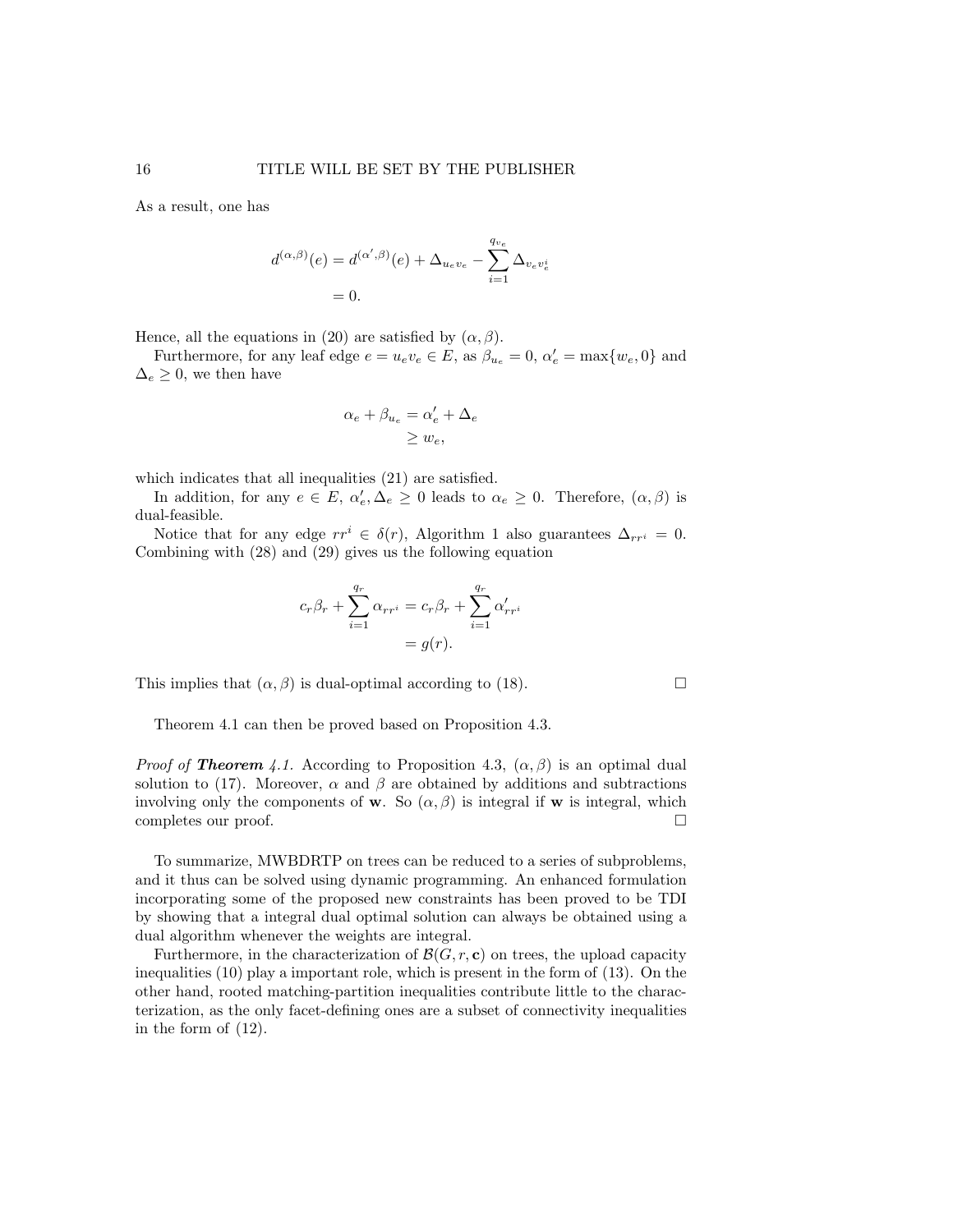As a result, one has

$$
\begin{aligned}
d^{(\alpha,\beta)}(e) &= d^{(\alpha',\beta)}(e) + \Delta_{u_e v_e} - \sum_{i=1}^{q_{v_e}} \Delta_{v_e v_e^i} \\
&= 0.
\end{aligned}
$$

Hence, all the equations in (20) are satisfied by $(\alpha, \beta)$.

Furthermore, for any leaf edge $e = u_e v_e \in E$, as $\beta_{u_e} = 0$, $\alpha'_e = \max\{w_e, 0\}$ and $\Delta_e \geq 0$, we then have

$$
\begin{aligned}
\alpha_e + \beta_{u_e} &= \alpha'_e + \Delta_e \\
&\geq w_e,
\end{aligned}
$$

which indicates that all inequalities (21) are satisfied.

In addition, for any $e \in E$, $\alpha'_e, \Delta_e \geq 0$ leads to $\alpha_e \geq 0$. Therefore, $(\alpha, \beta)$ is dual-feasible.

Notice that for any edge $rr^i \in \delta(r)$, Algorithm 1 also guarantees $\Delta_{rr^i} = 0$. Combining with (28) and (29) gives us the following equation

$$
\begin{aligned}
c_r \beta_r + \sum_{i=1}^{q_r} \alpha_{rr^i} &= c_r \beta_r + \sum_{i=1}^{q_r} \alpha'_{rr^i} \\
&= g(r).
\end{aligned}
$$

This implies that $(\alpha, \beta)$ is dual-optimal according to (18). □

Theorem 4.1 can then be proved based on Proposition 4.3.

*Proof of* ***Theorem*** *4.1.* According to Proposition 4.3, $(\alpha, \beta)$ is an optimal dual solution to (17). Moreover, $\alpha$ and $\beta$ are obtained by additions and subtractions involving only the components of $\mathbf{w}$. So $(\alpha, \beta)$ is integral if $\mathbf{w}$ is integral, which completes our proof. □

To summarize, MWBDRTP on trees can be reduced to a series of subproblems, and it thus can be solved using dynamic programming. An enhanced formulation incorporating some of the proposed new constraints has been proved to be TDI by showing that a integral dual optimal solution can always be obtained using a dual algorithm whenever the weights are integral.

Furthermore, in the characterization of $\mathcal{B}(G, r, \mathbf{c})$ on trees, the upload capacity inequalities (10) play a important role, which is present in the form of (13). On the other hand, rooted matching-partition inequalities contribute little to the characterization, as the only facet-defining ones are a subset of connectivity inequalities in the form of (12).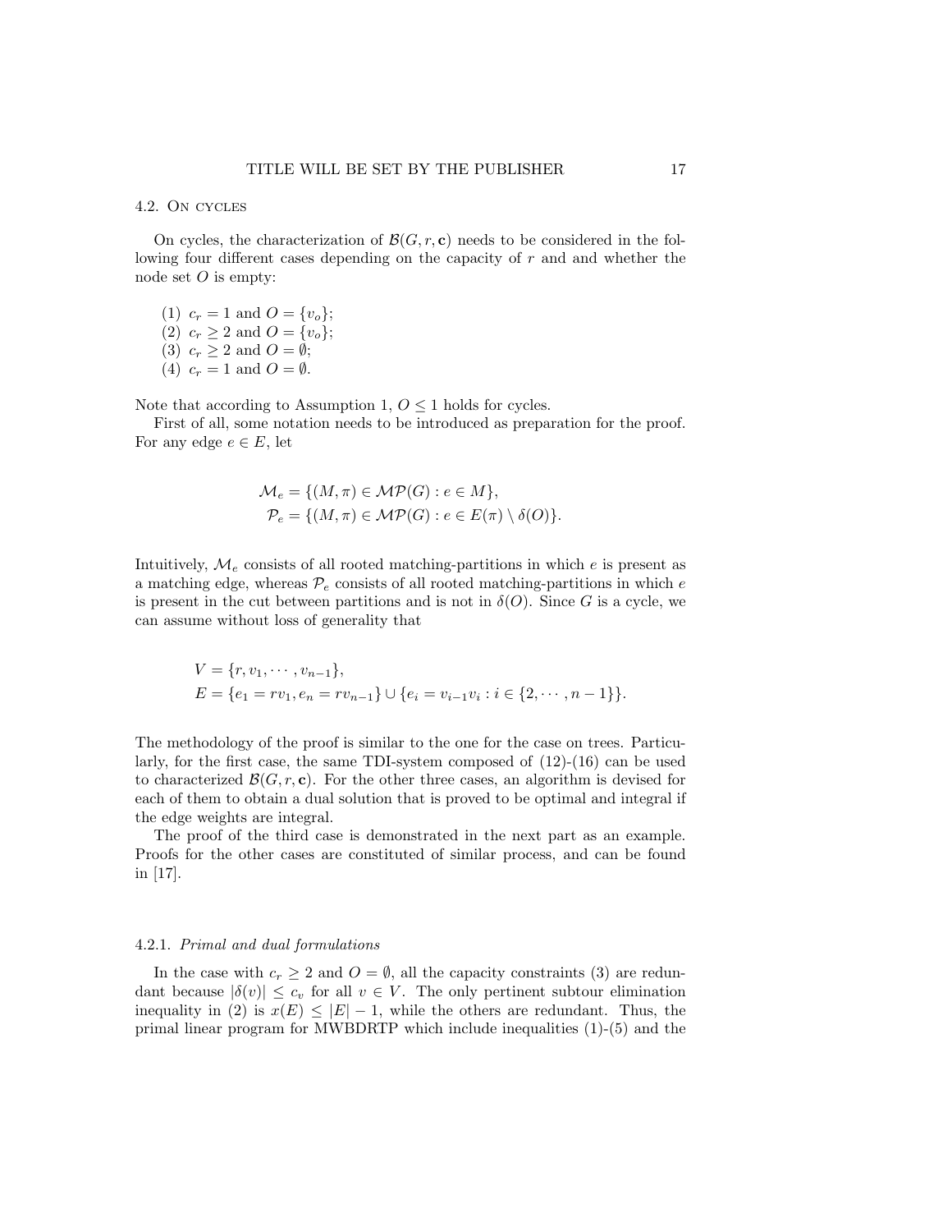### 4.2. On cycles

On cycles, the characterization of $\mathcal{B}(G, r, \mathbf{c})$ needs to be considered in the following four different cases depending on the capacity of $r$ and and whether the node set $O$ is empty:

1. $c_r = 1$ and $O = \{v_o\}$;
2. $c_r \geq 2$ and $O = \{v_o\}$;
3. $c_r \geq 2$ and $O = \emptyset$;
4. $c_r = 1$ and $O = \emptyset$.

Note that according to Assumption 1, $O \leq 1$ holds for cycles.

First of all, some notation needs to be introduced as preparation for the proof. For any edge $e \in E$, let

$$\mathcal{M}_e = \{(M, \pi) \in \mathcal{MP}(G) : e \in M\},$$
$$\mathcal{P}_e = \{(M, \pi) \in \mathcal{MP}(G) : e \in E(\pi) \setminus \delta(O)\}.$$

Intuitively, $\mathcal{M}_e$ consists of all rooted matching-partitions in which $e$ is present as a matching edge, whereas $\mathcal{P}_e$ consists of all rooted matching-partitions in which $e$ is present in the cut between partitions and is not in $\delta(O)$. Since $G$ is a cycle, we can assume without loss of generality that

$$V = \{r, v_1, \cdots, v_{n-1}\},$$
$$E = \{e_1 = rv_1, e_n = rv_{n-1}\} \cup \{e_i = v_{i-1}v_i : i \in \{2, \cdots, n-1\}\}.$$

The methodology of the proof is similar to the one for the case on trees. Particularly, for the first case, the same TDI-system composed of (12)-(16) can be used to characterized $\mathcal{B}(G, r, \mathbf{c})$. For the other three cases, an algorithm is devised for each of them to obtain a dual solution that is proved to be optimal and integral if the edge weights are integral.

The proof of the third case is demonstrated in the next part as an example. Proofs for the other cases are constituted of similar process, and can be found in [17].

#### 4.2.1. *Primal and dual formulations*

In the case with $c_r \geq 2$ and $O = \emptyset$, all the capacity constraints (3) are redundant because $|\delta(v)| \leq c_v$ for all $v \in V$. The only pertinent subtour elimination inequality in (2) is $x(E) \leq |E| - 1$, while the others are redundant. Thus, the primal linear program for MWBDRTP which include inequalities (1)-(5) and the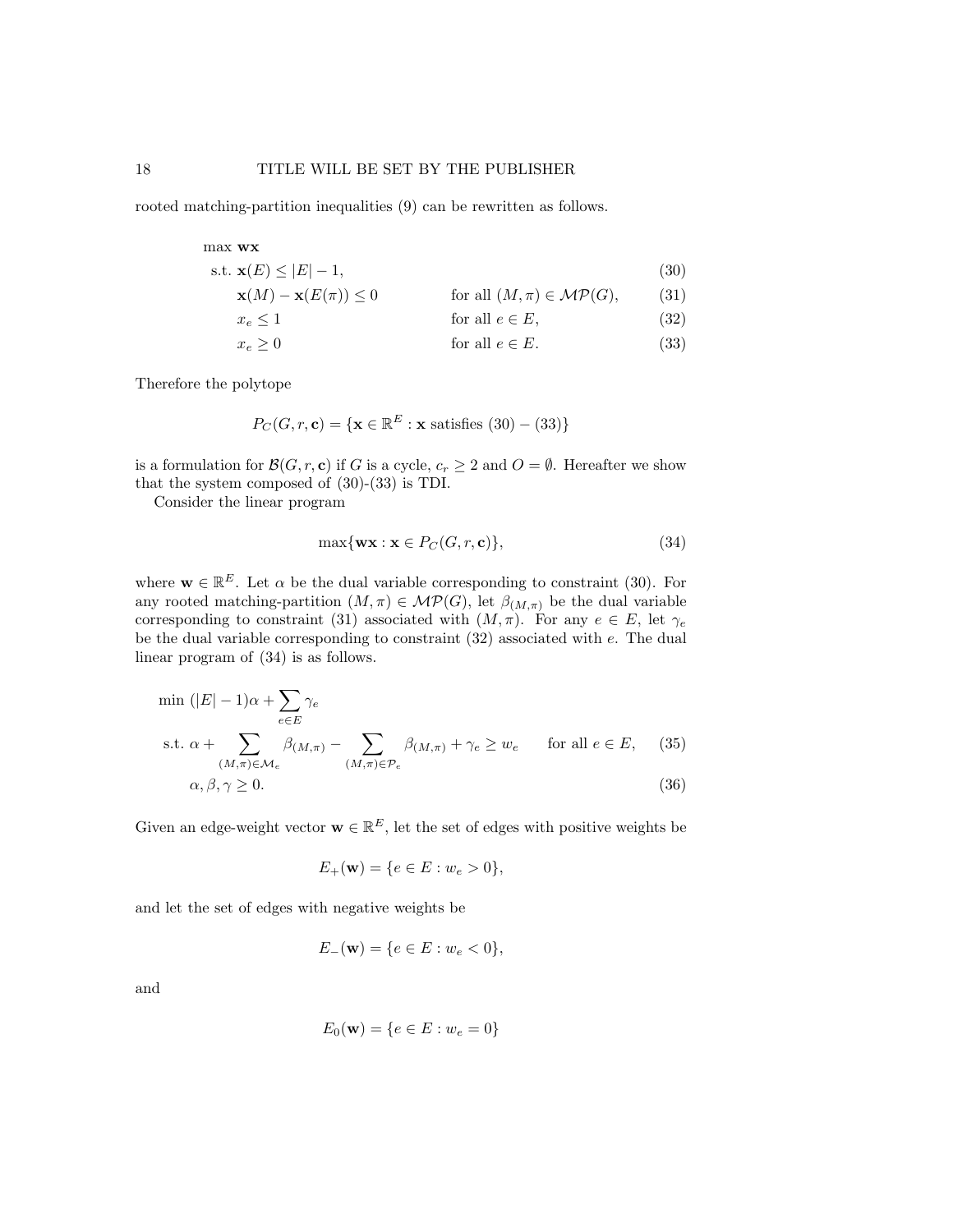rooted matching-partition inequalities (9) can be rewritten as follows.

$$
\begin{aligned}
\max\ & \mathbf{wx} \\
\text{s.t. } & \mathbf{x}(E) \leq |E| - 1, && && (30) \\
& \mathbf{x}(M) - \mathbf{x}(E(\pi)) \leq 0 && \text{for all } (M, \pi) \in \mathcal{MP}(G), && (31) \\
& x_e \leq 1 && \text{for all } e \in E, && (32) \\
& x_e \geq 0 && \text{for all } e \in E. && (33)
\end{aligned}
$$

Therefore the polytope

$$P_C(G, r, \mathbf{c}) = \{\mathbf{x} \in \mathbb{R}^E : \mathbf{x} \text{ satisfies } (30) - (33)\}$$

is a formulation for $\mathcal{B}(G, r, \mathbf{c})$ if $G$ is a cycle, $c_r \geq 2$ and $O = \emptyset$. Hereafter we show that the system composed of (30)-(33) is TDI.

Consider the linear program

$$\max\{\mathbf{wx} : \mathbf{x} \in P_C(G, r, \mathbf{c})\}, \tag{34}$$

where $\mathbf{w} \in \mathbb{R}^E$. Let $\alpha$ be the dual variable corresponding to constraint (30). For any rooted matching-partition $(M, \pi) \in \mathcal{MP}(G)$, let $\beta_{(M,\pi)}$ be the dual variable corresponding to constraint (31) associated with $(M, \pi)$. For any $e \in E$, let $\gamma_e$ be the dual variable corresponding to constraint (32) associated with $e$. The dual linear program of (34) is as follows.

$$
\begin{aligned}
\min\ & (|E| - 1)\alpha + \sum_{e \in E} \gamma_e \\
\text{s.t. } & \alpha + \sum_{(M,\pi) \in \mathcal{M}_e} \beta_{(M,\pi)} - \sum_{(M,\pi) \in \mathcal{P}_e} \beta_{(M,\pi)} + \gamma_e \geq w_e \qquad \text{for all } e \in E, && (35) \\
& \alpha, \beta, \gamma \geq 0. && (36)
\end{aligned}
$$

Given an edge-weight vector $\mathbf{w} \in \mathbb{R}^E$, let the set of edges with positive weights be

$$E_+(\mathbf{w}) = \{e \in E : w_e > 0\},$$

and let the set of edges with negative weights be

$$E_-(\mathbf{w}) = \{e \in E : w_e < 0\},$$

and

$$E_0(\mathbf{w}) = \{e \in E : w_e = 0\}$$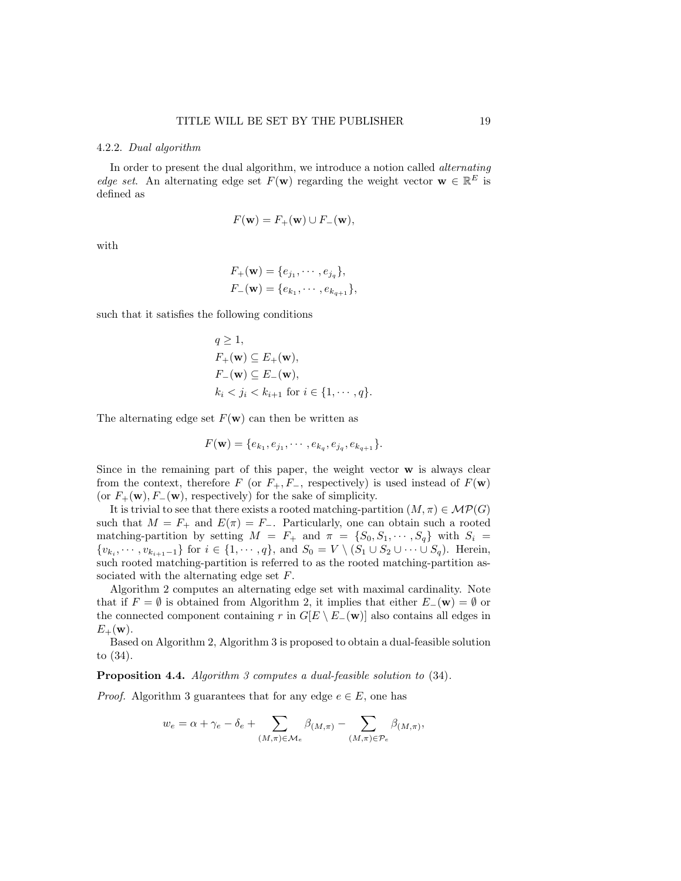#### 4.2.2. *Dual algorithm*

In order to present the dual algorithm, we introduce a notion called *alternating edge set*. An alternating edge set $F(\mathbf{w})$ regarding the weight vector $\mathbf{w} \in \mathbb{R}^E$ is defined as

$$F(\mathbf{w}) = F_+(\mathbf{w}) \cup F_-(\mathbf{w}),$$

with

$$\begin{aligned} F_+(\mathbf{w}) &= \{e_{j_1}, \cdots, e_{j_q}\}, \\ F_-(\mathbf{w}) &= \{e_{k_1}, \cdots, e_{k_{q+1}}\}, \end{aligned}$$

such that it satisfies the following conditions

$$\begin{aligned} &q \geq 1, \\ &F_+(\mathbf{w}) \subseteq E_+(\mathbf{w}), \\ &F_-(\mathbf{w}) \subseteq E_-(\mathbf{w}), \\ &k_i < j_i < k_{i+1} \text{ for } i \in \{1, \cdots, q\}. \end{aligned}$$

The alternating edge set $F(\mathbf{w})$ can then be written as

$$F(\mathbf{w}) = \{e_{k_1}, e_{j_1}, \cdots, e_{k_q}, e_{j_q}, e_{k_{q+1}}\}.$$

Since in the remaining part of this paper, the weight vector $\mathbf{w}$ is always clear from the context, therefore $F$ (or $F_+, F_-$, respectively) is used instead of $F(\mathbf{w})$ (or $F_+(\mathbf{w}), F_-(\mathbf{w})$, respectively) for the sake of simplicity.

It is trivial to see that there exists a rooted matching-partition $(M, \pi) \in \mathcal{MP}(G)$ such that $M = F_+$ and $E(\pi) = F_-$. Particularly, one can obtain such a rooted matching-partition by setting $M = F_+$ and $\pi = \{S_0, S_1, \cdots, S_q\}$ with $S_i = \{v_{k_i}, \cdots, v_{k_{i+1}-1}\}$ for $i \in \{1, \cdots, q\}$, and $S_0 = V \setminus (S_1 \cup S_2 \cup \cdots \cup S_q)$. Herein, such rooted matching-partition is referred to as the rooted matching-partition associated with the alternating edge set $F$.

Algorithm 2 computes an alternating edge set with maximal cardinality. Note that if $F = \emptyset$ is obtained from Algorithm 2, it implies that either $E_-(\mathbf{w}) = \emptyset$ or the connected component containing $r$ in $G[E \setminus E_-(\mathbf{w})]$ also contains all edges in $E_+(\mathbf{w})$.

Based on Algorithm 2, Algorithm 3 is proposed to obtain a dual-feasible solution to (34).

**Proposition 4.4.** *Algorithm 3 computes a dual-feasible solution to* (34).

*Proof.* Algorithm 3 guarantees that for any edge $e \in E$, one has

$$w_e = \alpha + \gamma_e - \delta_e + \sum_{(M,\pi) \in \mathcal{M}_e} \beta_{(M,\pi)} - \sum_{(M,\pi) \in \mathcal{P}_e} \beta_{(M,\pi)},$$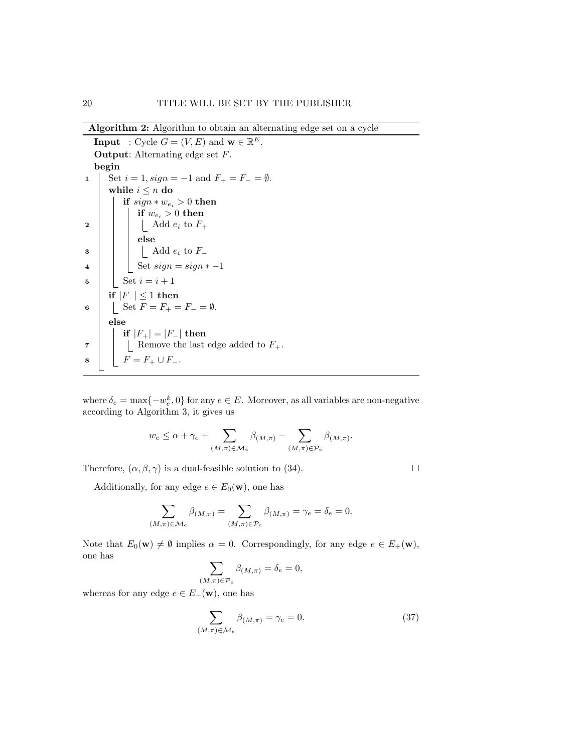**Algorithm 2:** Algorithm to obtain an alternating edge set on a cycle

```
Input  : Cycle G = (V, E) and w ∈ R^E.
Output: Alternating edge set F.
begin
1   Set i = 1, sign = −1 and F+ = F− = ∅.
    while i ≤ n do
        if sign * w_{e_i} > 0 then
            if w_{e_i} > 0 then
2               Add e_i to F+
            else
3               Add e_i to F−
4           Set sign = sign * −1
5       Set i = i + 1
    if |F−| ≤ 1 then
6       Set F = F+ = F− = ∅.
    else
        if |F+| = |F−| then
7           Remove the last edge added to F+.
8       F = F+ ∪ F−.
```

where $\delta_e = \max\{-w_e^k, 0\}$ for any $e \in E$. Moreover, as all variables are non-negative according to Algorithm 3, it gives us

$$w_e \leq \alpha + \gamma_e + \sum_{(M,\pi)\in\mathcal{M}_e} \beta_{(M,\pi)} - \sum_{(M,\pi)\in\mathcal{P}_e} \beta_{(M,\pi)}.$$

Therefore, $(\alpha, \beta, \gamma)$ is a dual-feasible solution to (34). $\square$

Additionally, for any edge $e \in E_0(\mathbf{w})$, one has

$$\sum_{(M,\pi)\in\mathcal{M}_e} \beta_{(M,\pi)} = \sum_{(M,\pi)\in\mathcal{P}_e} \beta_{(M,\pi)} = \gamma_e = \delta_e = 0.$$

Note that $E_0(\mathbf{w}) \neq \emptyset$ implies $\alpha = 0$. Correspondingly, for any edge $e \in E_+(\mathbf{w})$, one has

$$\sum_{(M,\pi)\in\mathcal{P}_e} \beta_{(M,\pi)} = \delta_e = 0,$$

whereas for any edge $e \in E_-(\mathbf{w})$, one has

$$\sum_{(M,\pi)\in\mathcal{M}_e} \beta_{(M,\pi)} = \gamma_e = 0. \tag{37}$$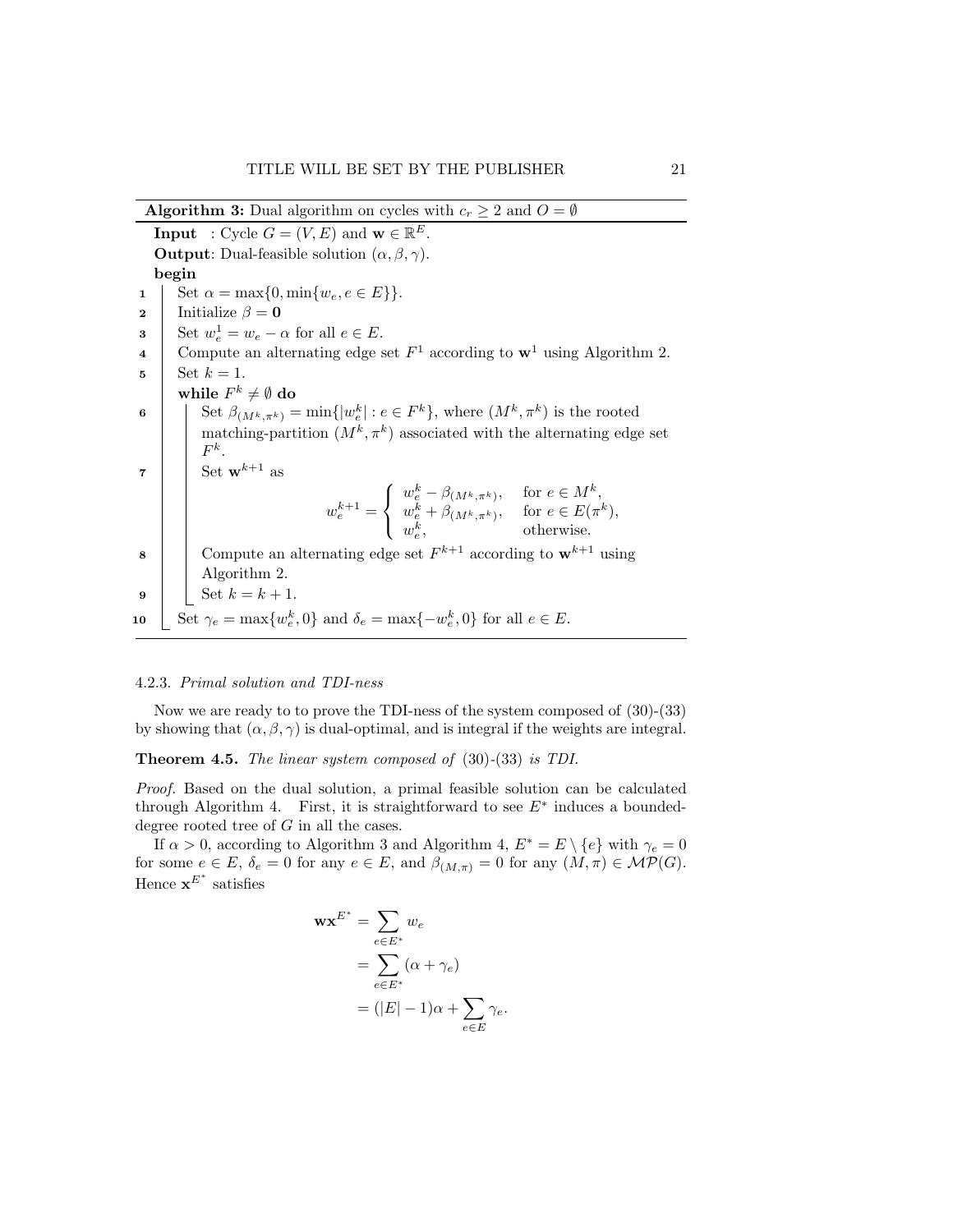**Algorithm 3:** Dual algorithm on cycles with $c_r \geq 2$ and $O = \emptyset$

```
Input  : Cycle G = (V, E) and w ∈ ℝ^E.
Output: Dual-feasible solution (α, β, γ).
begin
1   Set α = max{0, min{w_e, e ∈ E}}.
2   Initialize β = 0
3   Set w^1_e = w_e − α for all e ∈ E.
4   Compute an alternating edge set F^1 according to w^1 using Algorithm 2.
5   Set k = 1.
    while F^k ≠ ∅ do
6       Set β_(M^k,π^k) = min{|w^k_e| : e ∈ F^k}, where (M^k, π^k) is the rooted
        matching-partition (M^k, π^k) associated with the alternating edge set
        F^k.
7       Set w^{k+1} as
            w^{k+1}_e = { w^k_e − β_(M^k,π^k),   for e ∈ M^k,
                        { w^k_e + β_(M^k,π^k),   for e ∈ E(π^k),
                        { w^k_e,                 otherwise.
8       Compute an alternating edge set F^{k+1} according to w^{k+1} using
        Algorithm 2.
9       Set k = k + 1.
10  Set γ_e = max{w^k_e, 0} and δ_e = max{−w^k_e, 0} for all e ∈ E.
```

Step 7 in mathematical notation:

$$
w_e^{k+1} = \begin{cases} w_e^k - \beta_{(M^k,\pi^k)}, & \text{for } e \in M^k, \\ w_e^k + \beta_{(M^k,\pi^k)}, & \text{for } e \in E(\pi^k), \\ w_e^k, & \text{otherwise.} \end{cases}
$$

#### 4.2.3. *Primal solution and TDI-ness*

Now we are ready to to prove the TDI-ness of the system composed of (30)-(33) by showing that $(\alpha, \beta, \gamma)$ is dual-optimal, and is integral if the weights are integral.

**Theorem 4.5.** *The linear system composed of* (30)-(33) *is TDI.*

*Proof.* Based on the dual solution, a primal feasible solution can be calculated through Algorithm 4. First, it is straightforward to see $E^*$ induces a bounded-degree rooted tree of $G$ in all the cases.

If $\alpha > 0$, according to Algorithm 3 and Algorithm 4, $E^* = E \setminus \{e\}$ with $\gamma_e = 0$ for some $e \in E$, $\delta_e = 0$ for any $e \in E$, and $\beta_{(M,\pi)} = 0$ for any $(M, \pi) \in \mathcal{MP}(G)$. Hence $\mathbf{x}^{E^*}$ satisfies

$$
\begin{aligned}
\mathbf{w}\mathbf{x}^{E^*} &= \sum_{e \in E^*} w_e \\
&= \sum_{e \in E^*} (\alpha + \gamma_e) \\
&= (|E| - 1)\alpha + \sum_{e \in E} \gamma_e.
\end{aligned}
$$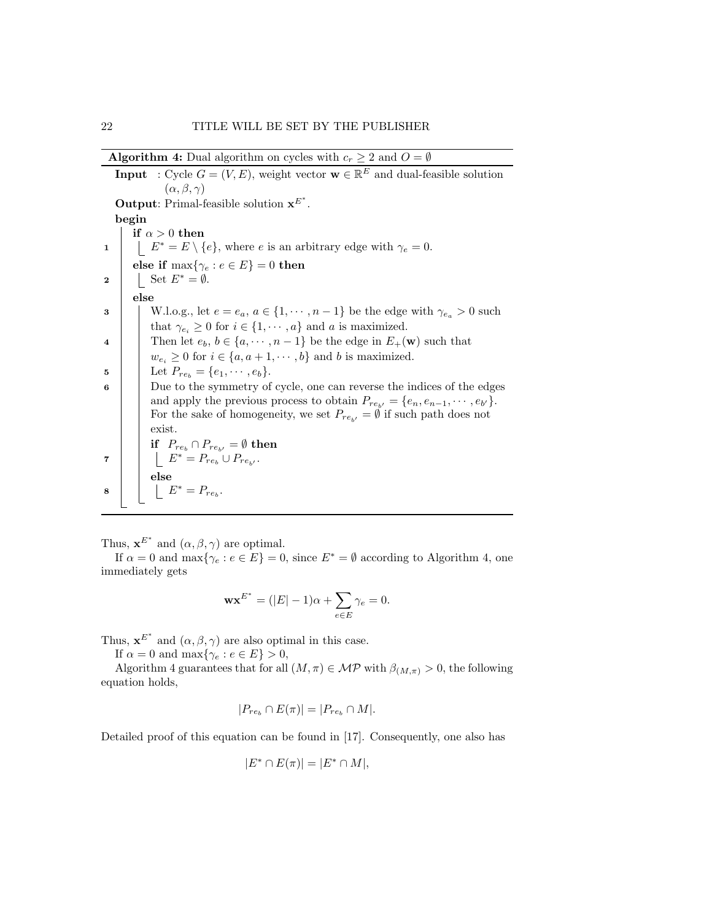**Algorithm 4:** Dual algorithm on cycles with $c_r \geq 2$ and $O = \emptyset$

```
Input  : Cycle G = (V, E), weight vector w ∈ R^E and dual-feasible solution
         (α, β, γ)
Output: Primal-feasible solution x^{E*}.
begin
    if α > 0 then
1       E* = E \ {e}, where e is an arbitrary edge with γ_e = 0.
    else if max{γ_e : e ∈ E} = 0 then
2       Set E* = ∅.
    else
3       W.l.o.g., let e = e_a, a ∈ {1, ··· , n−1} be the edge with γ_{e_a} > 0 such
        that γ_{e_i} ≥ 0 for i ∈ {1, ··· , a} and a is maximized.
4       Then let e_b, b ∈ {a, ··· , n−1} be the edge in E_+(w) such that
        w_{e_i} ≥ 0 for i ∈ {a, a+1, ··· , b} and b is maximized.
5       Let P_{re_b} = {e_1, ··· , e_b}.
6       Due to the symmetry of cycle, one can reverse the indices of the edges
        and apply the previous process to obtain P_{re_{b'}} = {e_n, e_{n−1}, ··· , e_{b'}}.
        For the sake of homogeneity, we set P_{re_{b'}} = ∅ if such path does not
        exist.
        if P_{re_b} ∩ P_{re_{b'}} = ∅ then
7           E* = P_{re_b} ∪ P_{re_{b'}}.
        else
8           E* = P_{re_b}.
```

Thus, $\mathbf{x}^{E^*}$ and $(\alpha, \beta, \gamma)$ are optimal.

If $\alpha = 0$ and $\max\{\gamma_e : e \in E\} = 0$, since $E^* = \emptyset$ according to Algorithm 4, one immediately gets

$$\mathbf{w}\mathbf{x}^{E^*} = (|E| - 1)\alpha + \sum_{e \in E} \gamma_e = 0.$$

Thus, $\mathbf{x}^{E^*}$ and $(\alpha, \beta, \gamma)$ are also optimal in this case.

If $\alpha = 0$ and $\max\{\gamma_e : e \in E\} > 0$,

Algorithm 4 guarantees that for all $(M, \pi) \in \mathcal{MP}$ with $\beta_{(M,\pi)} > 0$, the following equation holds,

$$|P_{re_b} \cap E(\pi)| = |P_{re_b} \cap M|.$$

Detailed proof of this equation can be found in [17]. Consequently, one also has

$$|E^* \cap E(\pi)| = |E^* \cap M|,$$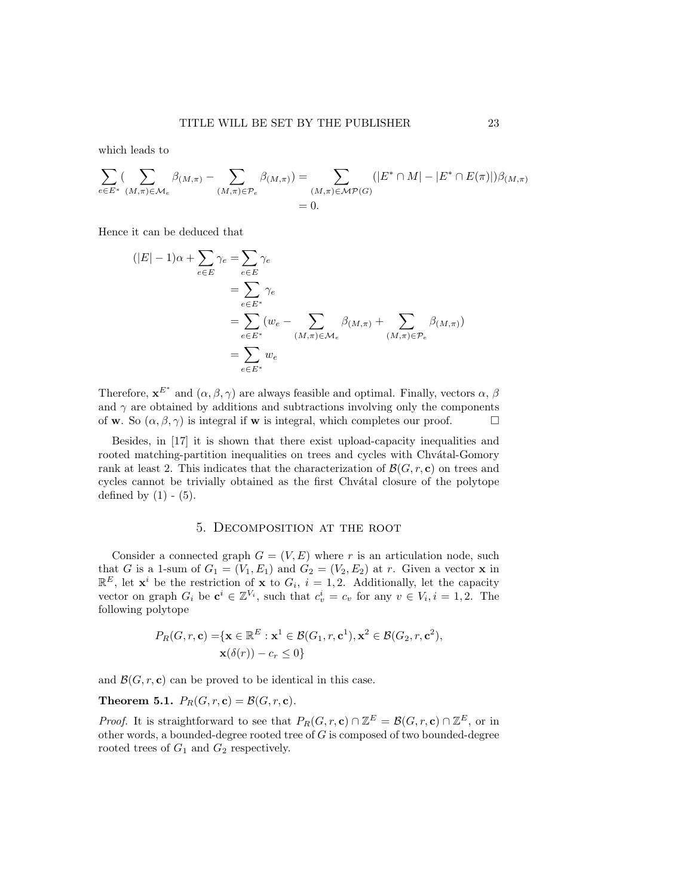which leads to

$$\sum_{e \in E^*} \Big( \sum_{(M,\pi) \in \mathcal{M}_e} \beta_{(M,\pi)} - \sum_{(M,\pi) \in \mathcal{P}_e} \beta_{(M,\pi)} \Big) = \sum_{(M,\pi) \in \mathcal{MP}(G)} (|E^* \cap M| - |E^* \cap E(\pi)|) \beta_{(M,\pi)}$$
$$= 0.$$

Hence it can be deduced that

$$\begin{aligned}
(|E|-1)\alpha + \sum_{e \in E} \gamma_e &= \sum_{e \in E} \gamma_e \\
&= \sum_{e \in E^*} \gamma_e \\
&= \sum_{e \in E^*} \Big(w_e - \sum_{(M,\pi) \in \mathcal{M}_e} \beta_{(M,\pi)} + \sum_{(M,\pi) \in \mathcal{P}_e} \beta_{(M,\pi)}\Big) \\
&= \sum_{e \in E^*} w_e
\end{aligned}$$

Therefore, $\mathbf{x}^{E^*}$ and $(\alpha, \beta, \gamma)$ are always feasible and optimal. Finally, vectors $\alpha$, $\beta$ and $\gamma$ are obtained by additions and subtractions involving only the components of $\mathbf{w}$. So $(\alpha, \beta, \gamma)$ is integral if $\mathbf{w}$ is integral, which completes our proof. $\square$

Besides, in [17] it is shown that there exist upload-capacity inequalities and rooted matching-partition inequalities on trees and cycles with Chvátal-Gomory rank at least 2. This indicates that the characterization of $\mathcal{B}(G, r, \mathbf{c})$ on trees and cycles cannot be trivially obtained as the first Chvátal closure of the polytope defined by (1) - (5).

## 5. Decomposition at the root

Consider a connected graph $G = (V, E)$ where $r$ is an articulation node, such that $G$ is a 1-sum of $G_1 = (V_1, E_1)$ and $G_2 = (V_2, E_2)$ at $r$. Given a vector $\mathbf{x}$ in $\mathbb{R}^E$, let $\mathbf{x}^i$ be the restriction of $\mathbf{x}$ to $G_i$, $i = 1, 2$. Additionally, let the capacity vector on graph $G_i$ be $\mathbf{c}^i \in \mathbb{Z}^{V_i}$, such that $c^i_v = c_v$ for any $v \in V_i, i = 1, 2$. The following polytope

$$\begin{aligned}
P_R(G, r, \mathbf{c}) = \{ &\mathbf{x} \in \mathbb{R}^E : \mathbf{x}^1 \in \mathcal{B}(G_1, r, \mathbf{c}^1), \mathbf{x}^2 \in \mathcal{B}(G_2, r, \mathbf{c}^2), \\
&\mathbf{x}(\delta(r)) - c_r \leq 0 \}
\end{aligned}$$

and $\mathcal{B}(G, r, \mathbf{c})$ can be proved to be identical in this case.

**Theorem 5.1.** $P_R(G, r, \mathbf{c}) = \mathcal{B}(G, r, \mathbf{c})$.

*Proof.* It is straightforward to see that $P_R(G, r, \mathbf{c}) \cap \mathbb{Z}^E = \mathcal{B}(G, r, \mathbf{c}) \cap \mathbb{Z}^E$, or in other words, a bounded-degree rooted tree of $G$ is composed of two bounded-degree rooted trees of $G_1$ and $G_2$ respectively.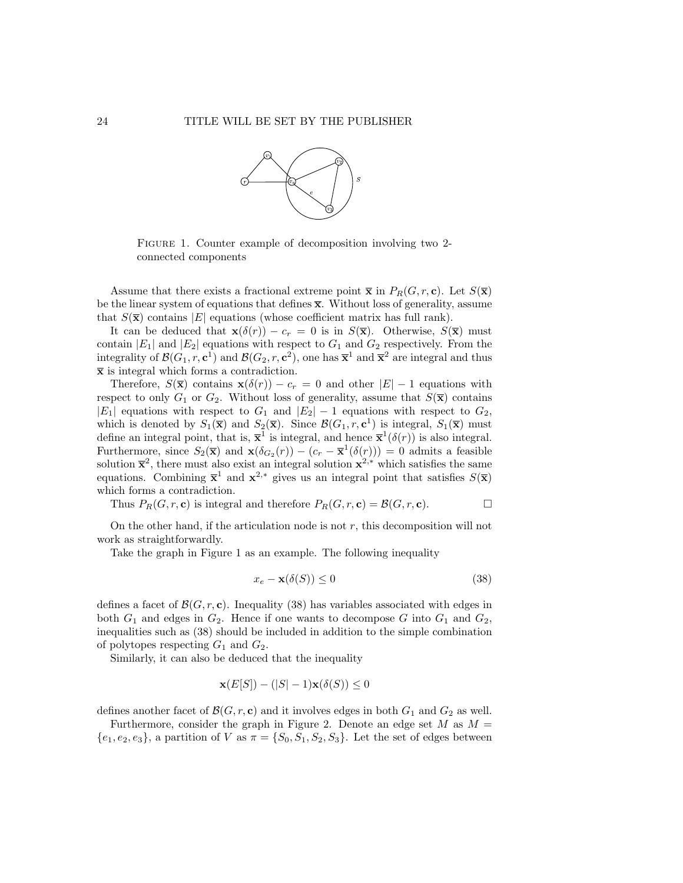Figure 1. Counter example of decomposition involving two 2-connected components

Assume that there exists a fractional extreme point $\overline{\mathbf{x}}$ in $P_R(G, r, \mathbf{c})$. Let $S(\overline{\mathbf{x}})$ be the linear system of equations that defines $\overline{\mathbf{x}}$. Without loss of generality, assume that $S(\overline{\mathbf{x}})$ contains $|E|$ equations (whose coefficient matrix has full rank).

It can be deduced that $\mathbf{x}(\delta(r)) - c_r = 0$ is in $S(\overline{\mathbf{x}})$. Otherwise, $S(\overline{\mathbf{x}})$ must contain $|E_1|$ and $|E_2|$ equations with respect to $G_1$ and $G_2$ respectively. From the integrality of $\mathcal{B}(G_1, r, \mathbf{c}^1)$ and $\mathcal{B}(G_2, r, \mathbf{c}^2)$, one has $\overline{\mathbf{x}}^1$ and $\overline{\mathbf{x}}^2$ are integral and thus $\overline{\mathbf{x}}$ is integral which forms a contradiction.

Therefore, $S(\overline{\mathbf{x}})$ contains $\mathbf{x}(\delta(r)) - c_r = 0$ and other $|E| - 1$ equations with respect to only $G_1$ or $G_2$. Without loss of generality, assume that $S(\overline{\mathbf{x}})$ contains $|E_1|$ equations with respect to $G_1$ and $|E_2| - 1$ equations with respect to $G_2$, which is denoted by $S_1(\overline{\mathbf{x}})$ and $S_2(\overline{\mathbf{x}})$. Since $\mathcal{B}(G_1, r, \mathbf{c}^1)$ is integral, $S_1(\overline{\mathbf{x}})$ must define an integral point, that is, $\overline{\mathbf{x}}^1$ is integral, and hence $\overline{\mathbf{x}}^1(\delta(r))$ is also integral. Furthermore, since $S_2(\overline{\mathbf{x}})$ and $\mathbf{x}(\delta_{G_2}(r)) - (c_r - \overline{\mathbf{x}}^1(\delta(r))) = 0$ admits a feasible solution $\overline{\mathbf{x}}^2$, there must also exist an integral solution $\mathbf{x}^{2,*}$ which satisfies the same equations. Combining $\overline{\mathbf{x}}^1$ and $\mathbf{x}^{2,*}$ gives us an integral point that satisfies $S(\overline{\mathbf{x}})$ which forms a contradiction.

Thus $P_R(G, r, \mathbf{c})$ is integral and therefore $P_R(G, r, \mathbf{c}) = \mathcal{B}(G, r, \mathbf{c})$. □

On the other hand, if the articulation node is not $r$, this decomposition will not work as straightforwardly.

Take the graph in Figure 1 as an example. The following inequality

$$x_e - \mathbf{x}(\delta(S)) \leq 0 \tag{38}$$

defines a facet of $\mathcal{B}(G, r, \mathbf{c})$. Inequality (38) has variables associated with edges in both $G_1$ and edges in $G_2$. Hence if one wants to decompose $G$ into $G_1$ and $G_2$, inequalities such as (38) should be included in addition to the simple combination of polytopes respecting $G_1$ and $G_2$.

Similarly, it can also be deduced that the inequality

$$\mathbf{x}(E[S]) - (|S| - 1)\mathbf{x}(\delta(S)) \leq 0$$

defines another facet of $\mathcal{B}(G, r, \mathbf{c})$ and it involves edges in both $G_1$ and $G_2$ as well.

Furthermore, consider the graph in Figure 2. Denote an edge set $M$ as $M = \{e_1, e_2, e_3\}$, a partition of $V$ as $\pi = \{S_0, S_1, S_2, S_3\}$. Let the set of edges between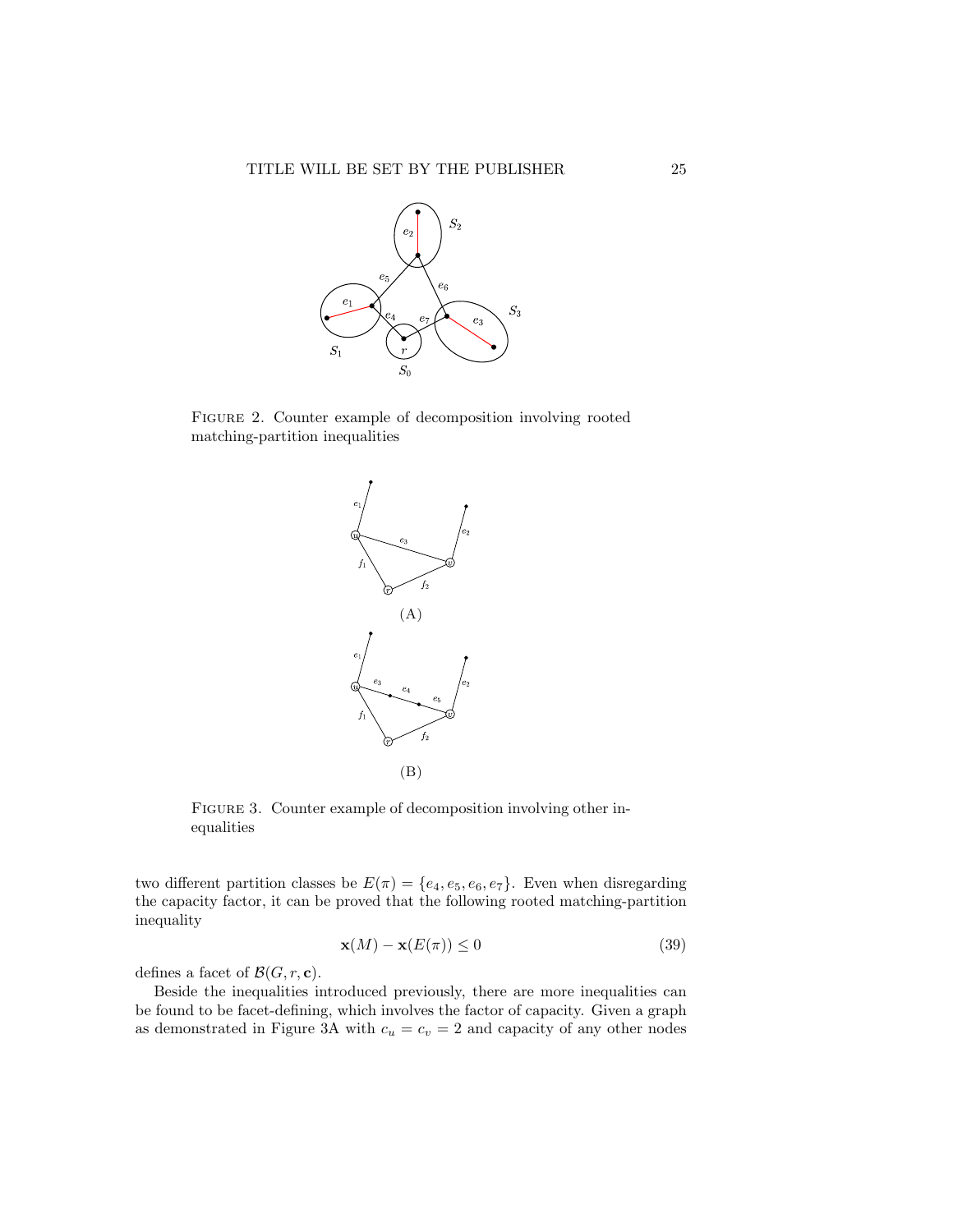FIGURE 2. Counter example of decomposition involving rooted matching-partition inequalities

(A)

(B)

FIGURE 3. Counter example of decomposition involving other inequalities

two different partition classes be $E(\pi) = \{e_4, e_5, e_6, e_7\}$. Even when disregarding the capacity factor, it can be proved that the following rooted matching-partition inequality

$$\mathbf{x}(M) - \mathbf{x}(E(\pi)) \leq 0 \tag{39}$$

defines a facet of $\mathcal{B}(G, r, \mathbf{c})$.

Beside the inequalities introduced previously, there are more inequalities can be found to be facet-defining, which involves the factor of capacity. Given a graph as demonstrated in Figure 3A with $c_u = c_v = 2$ and capacity of any other nodes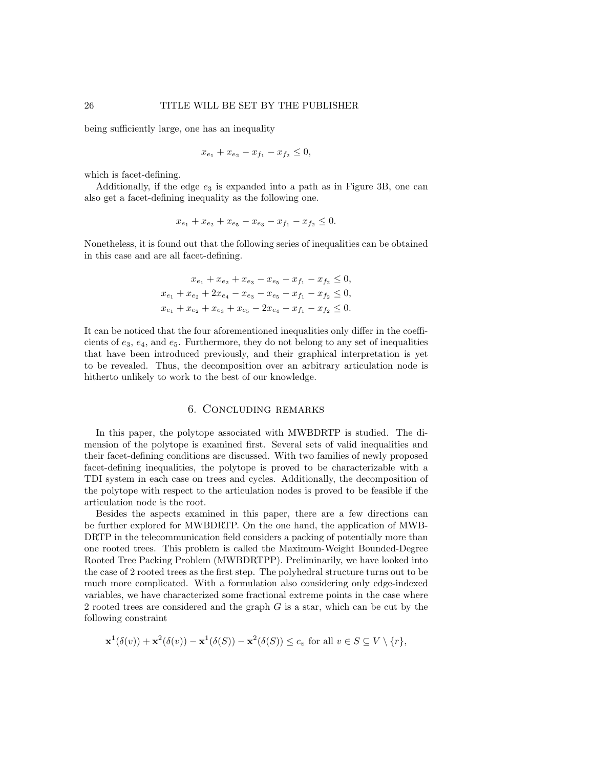being sufficiently large, one has an inequality

$$x_{e_1} + x_{e_2} - x_{f_1} - x_{f_2} \leq 0,$$

which is facet-defining.

Additionally, if the edge $e_3$ is expanded into a path as in Figure 3B, one can also get a facet-defining inequality as the following one.

$$x_{e_1} + x_{e_2} + x_{e_5} - x_{e_3} - x_{f_1} - x_{f_2} \leq 0.$$

Nonetheless, it is found out that the following series of inequalities can be obtained in this case and are all facet-defining.

$$\begin{aligned}
x_{e_1} + x_{e_2} + x_{e_3} - x_{e_5} - x_{f_1} - x_{f_2} &\leq 0, \\
x_{e_1} + x_{e_2} + 2x_{e_4} - x_{e_3} - x_{e_5} - x_{f_1} - x_{f_2} &\leq 0, \\
x_{e_1} + x_{e_2} + x_{e_3} + x_{e_5} - 2x_{e_4} - x_{f_1} - x_{f_2} &\leq 0.
\end{aligned}$$

It can be noticed that the four aforementioned inequalities only differ in the coefficients of $e_3$, $e_4$, and $e_5$. Furthermore, they do not belong to any set of inequalities that have been introduced previously, and their graphical interpretation is yet to be revealed. Thus, the decomposition over an arbitrary articulation node is hitherto unlikely to work to the best of our knowledge.

## 6. Concluding remarks

In this paper, the polytope associated with MWBDRTP is studied. The dimension of the polytope is examined first. Several sets of valid inequalities and their facet-defining conditions are discussed. With two families of newly proposed facet-defining inequalities, the polytope is proved to be characterizable with a TDI system in each case on trees and cycles. Additionally, the decomposition of the polytope with respect to the articulation nodes is proved to be feasible if the articulation node is the root.

Besides the aspects examined in this paper, there are a few directions can be further explored for MWBDRTP. On the one hand, the application of MWBDRTP in the telecommunication field considers a packing of potentially more than one rooted trees. This problem is called the Maximum-Weight Bounded-Degree Rooted Tree Packing Problem (MWBDRTPP). Preliminarily, we have looked into the case of 2 rooted trees as the first step. The polyhedral structure turns out to be much more complicated. With a formulation also considering only edge-indexed variables, we have characterized some fractional extreme points in the case where 2 rooted trees are considered and the graph $G$ is a star, which can be cut by the following constraint

$$\mathbf{x}^1(\delta(v)) + \mathbf{x}^2(\delta(v)) - \mathbf{x}^1(\delta(S)) - \mathbf{x}^2(\delta(S)) \leq c_v \text{ for all } v \in S \subseteq V \setminus \{r\},$$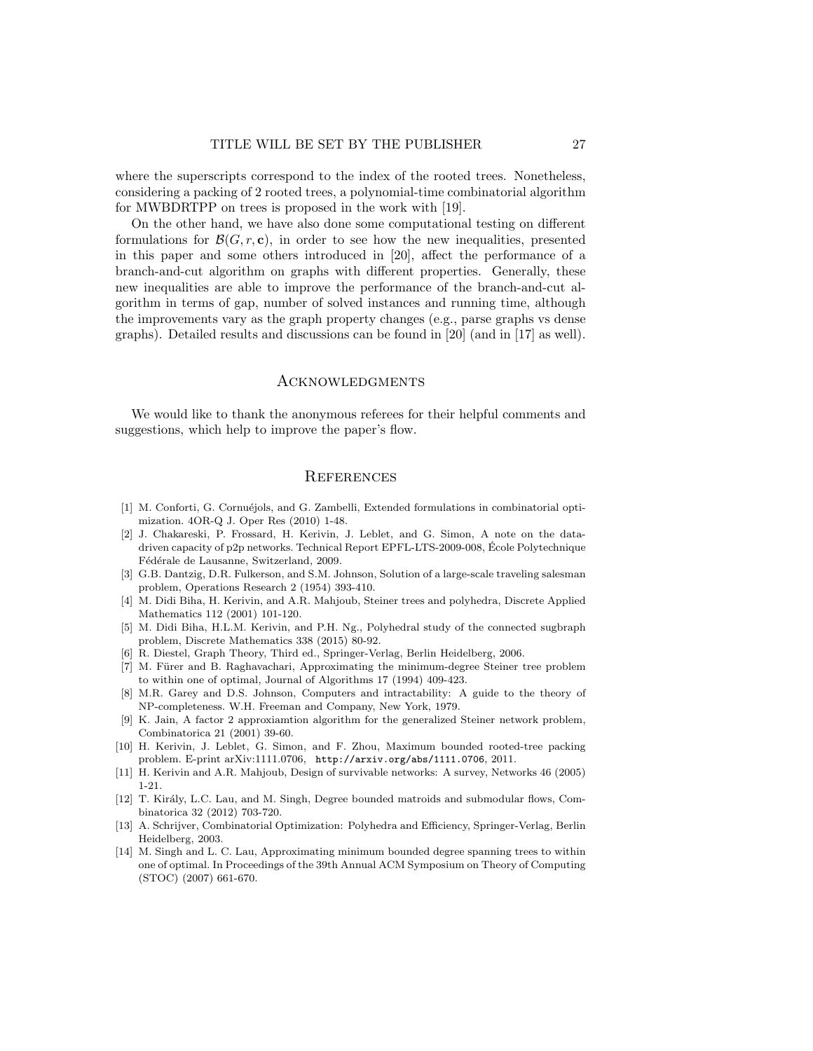where the superscripts correspond to the index of the rooted trees. Nonetheless, considering a packing of 2 rooted trees, a polynomial-time combinatorial algorithm for MWBDRTPP on trees is proposed in the work with [19].

On the other hand, we have also done some computational testing on different formulations for $\mathcal{B}(G, r, \mathbf{c})$, in order to see how the new inequalities, presented in this paper and some others introduced in [20], affect the performance of a branch-and-cut algorithm on graphs with different properties. Generally, these new inequalities are able to improve the performance of the branch-and-cut algorithm in terms of gap, number of solved instances and running time, although the improvements vary as the graph property changes (e.g., parse graphs vs dense graphs). Detailed results and discussions can be found in [20] (and in [17] as well).

## Acknowledgments

We would like to thank the anonymous referees for their helpful comments and suggestions, which help to improve the paper's flow.

## References

[1] M. Conforti, G. Cornuéjols, and G. Zambelli, Extended formulations in combinatorial optimization. 4OR-Q J. Oper Res (2010) 1-48.

[2] J. Chakareski, P. Frossard, H. Kerivin, J. Leblet, and G. Simon, A note on the data-driven capacity of p2p networks. Technical Report EPFL-LTS-2009-008, École Polytechnique Fédérale de Lausanne, Switzerland, 2009.

[3] G.B. Dantzig, D.R. Fulkerson, and S.M. Johnson, Solution of a large-scale traveling salesman problem, Operations Research 2 (1954) 393-410.

[4] M. Didi Biha, H. Kerivin, and A.R. Mahjoub, Steiner trees and polyhedra, Discrete Applied Mathematics 112 (2001) 101-120.

[5] M. Didi Biha, H.L.M. Kerivin, and P.H. Ng., Polyhedral study of the connected sugbraph problem, Discrete Mathematics 338 (2015) 80-92.

[6] R. Diestel, Graph Theory, Third ed., Springer-Verlag, Berlin Heidelberg, 2006.

[7] M. Fürer and B. Raghavachari, Approximating the minimum-degree Steiner tree problem to within one of optimal, Journal of Algorithms 17 (1994) 409-423.

[8] M.R. Garey and D.S. Johnson, Computers and intractability: A guide to the theory of NP-completeness. W.H. Freeman and Company, New York, 1979.

[9] K. Jain, A factor 2 approxiamtion algorithm for the generalized Steiner network problem, Combinatorica 21 (2001) 39-60.

[10] H. Kerivin, J. Leblet, G. Simon, and F. Zhou, Maximum bounded rooted-tree packing problem. E-print arXiv:1111.0706, http://arxiv.org/abs/1111.0706, 2011.

[11] H. Kerivin and A.R. Mahjoub, Design of survivable networks: A survey, Networks 46 (2005) 1-21.

[12] T. Király, L.C. Lau, and M. Singh, Degree bounded matroids and submodular flows, Combinatorica 32 (2012) 703-720.

[13] A. Schrijver, Combinatorial Optimization: Polyhedra and Efficiency, Springer-Verlag, Berlin Heidelberg, 2003.

[14] M. Singh and L. C. Lau, Approximating minimum bounded degree spanning trees to within one of optimal. In Proceedings of the 39th Annual ACM Symposium on Theory of Computing (STOC) (2007) 661-670.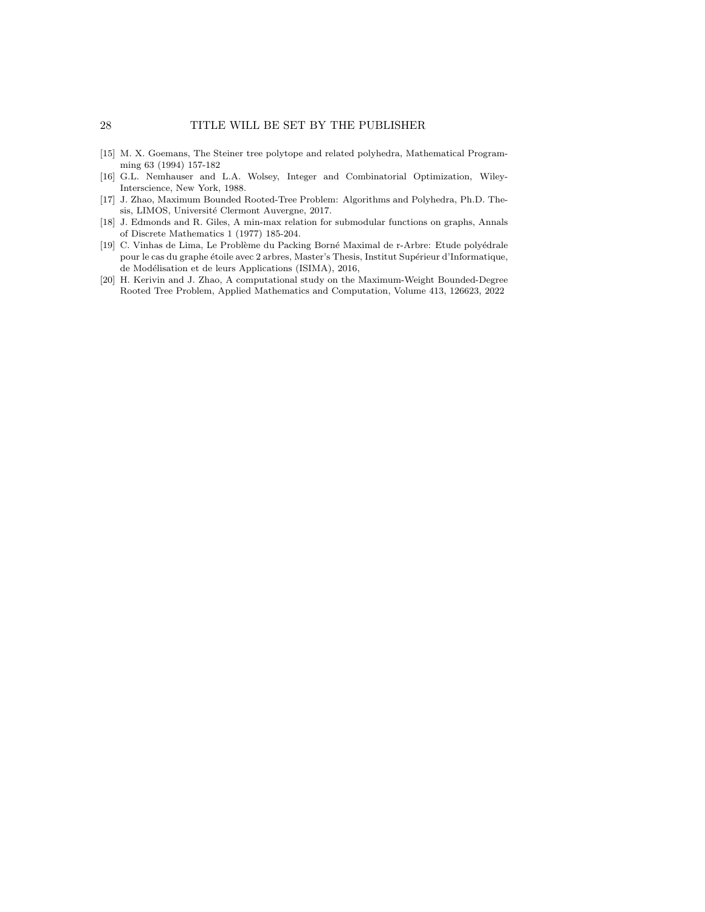[15] M. X. Goemans, The Steiner tree polytope and related polyhedra, Mathematical Programming 63 (1994) 157-182

[16] G.L. Nemhauser and L.A. Wolsey, Integer and Combinatorial Optimization, Wiley-Interscience, New York, 1988.

[17] J. Zhao, Maximum Bounded Rooted-Tree Problem: Algorithms and Polyhedra, Ph.D. Thesis, LIMOS, Université Clermont Auvergne, 2017.

[18] J. Edmonds and R. Giles, A min-max relation for submodular functions on graphs, Annals of Discrete Mathematics 1 (1977) 185-204.

[19] C. Vinhas de Lima, Le Problème du Packing Borné Maximal de r-Arbre: Etude polyédrale pour le cas du graphe étoile avec 2 arbres, Master's Thesis, Institut Supérieur d'Informatique, de Modélisation et de leurs Applications (ISIMA), 2016,

[20] H. Kerivin and J. Zhao, A computational study on the Maximum-Weight Bounded-Degree Rooted Tree Problem, Applied Mathematics and Computation, Volume 413, 126623, 2022